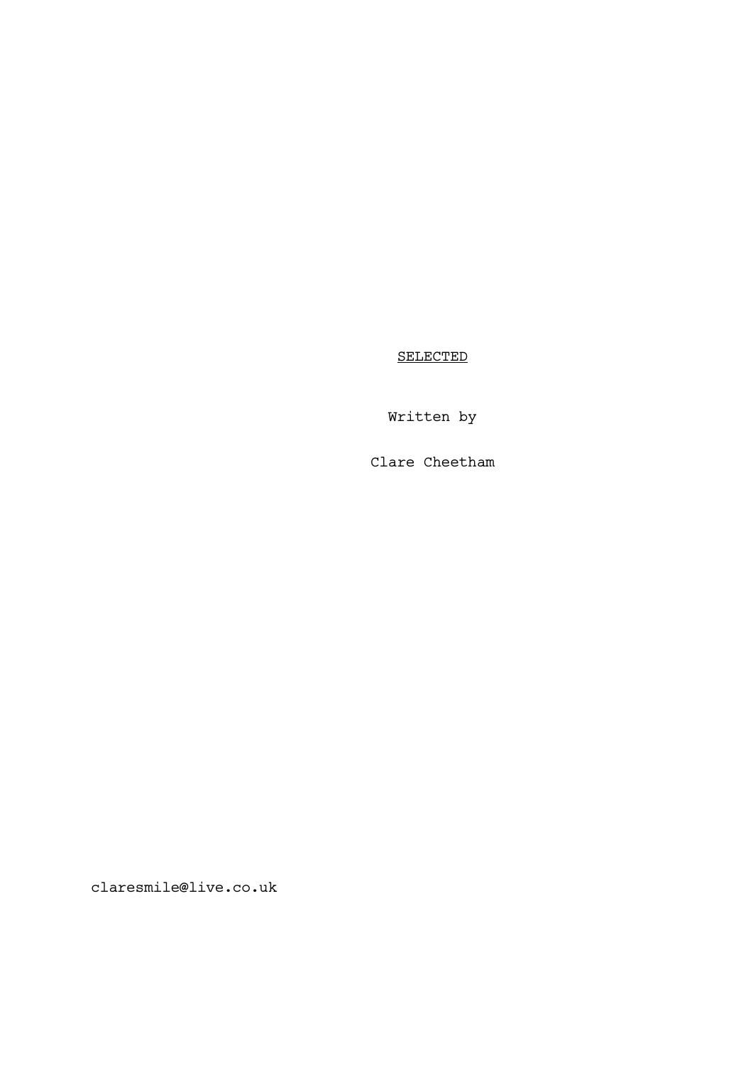<u>SELECTED</u>

Written by

Clare Cheetham

claresmile@live.co.uk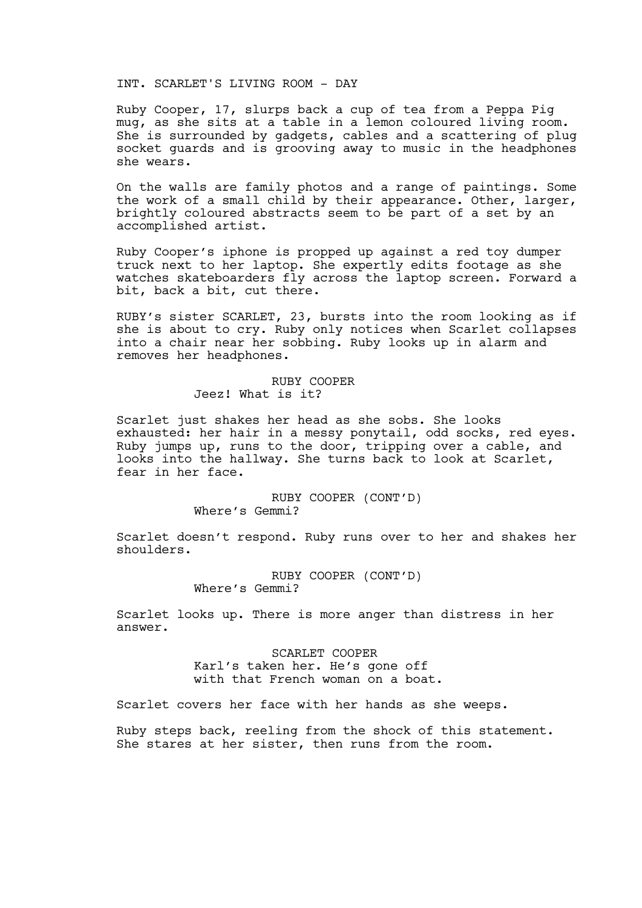INT. SCARLET'S LIVING ROOM - DAY

Ruby Cooper, 17, slurps back a cup of tea from a Peppa Pig mug, as she sits at a table in a lemon coloured living room. She is surrounded by gadgets, cables and a scattering of plug socket guards and is grooving away to music in the headphones she wears.

On the walls are family photos and a range of paintings. Some the work of a small child by their appearance. Other, larger, brightly coloured abstracts seem to be part of a set by an accomplished artist.

Ruby Cooper's iphone is propped up against a red toy dumper truck next to her laptop. She expertly edits footage as she watches skateboarders fly across the laptop screen. Forward a bit, back a bit, cut there.

RUBY's sister SCARLET, 23, bursts into the room looking as if she is about to cry. Ruby only notices when Scarlet collapses into a chair near her sobbing. Ruby looks up in alarm and removes her headphones.

RUBY COOPER
Jeez! What is it?

Scarlet just shakes her head as she sobs. She looks exhausted: her hair in a messy ponytail, odd socks, red eyes. Ruby jumps up, runs to the door, tripping over a cable, and looks into the hallway. She turns back to look at Scarlet, fear in her face.

RUBY COOPER (CONT'D)
Where's Gemmi?

Scarlet doesn't respond. Ruby runs over to her and shakes her shoulders.

RUBY COOPER (CONT'D)
Where's Gemmi?

Scarlet looks up. There is more anger than distress in her answer.

SCARLET COOPER
Karl's taken her. He's gone off with that French woman on a boat.

Scarlet covers her face with her hands as she weeps.

Ruby steps back, reeling from the shock of this statement. She stares at her sister, then runs from the room.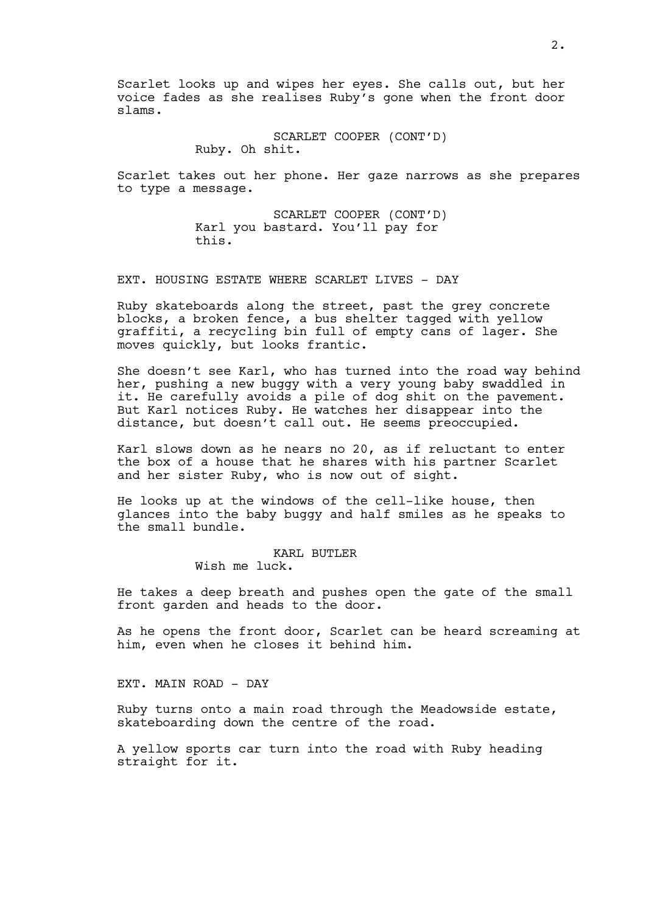Scarlet looks up and wipes her eyes. She calls out, but her voice fades as she realises Ruby's gone when the front door slams.

SCARLET COOPER (CONT'D)
Ruby. Oh shit.

Scarlet takes out her phone. Her gaze narrows as she prepares to type a message.

SCARLET COOPER (CONT'D)
Karl you bastard. You'll pay for this.

EXT. HOUSING ESTATE WHERE SCARLET LIVES - DAY

Ruby skateboards along the street, past the grey concrete blocks, a broken fence, a bus shelter tagged with yellow graffiti, a recycling bin full of empty cans of lager. She moves quickly, but looks frantic.

She doesn't see Karl, who has turned into the road way behind her, pushing a new buggy with a very young baby swaddled in it. He carefully avoids a pile of dog shit on the pavement. But Karl notices Ruby. He watches her disappear into the distance, but doesn't call out. He seems preoccupied.

Karl slows down as he nears no 20, as if reluctant to enter the box of a house that he shares with his partner Scarlet and her sister Ruby, who is now out of sight.

He looks up at the windows of the cell-like house, then glances into the baby buggy and half smiles as he speaks to the small bundle.

KARL BUTLER
Wish me luck.

He takes a deep breath and pushes open the gate of the small front garden and heads to the door.

As he opens the front door, Scarlet can be heard screaming at him, even when he closes it behind him.

EXT. MAIN ROAD - DAY

Ruby turns onto a main road through the Meadowside estate, skateboarding down the centre of the road.

A yellow sports car turn into the road with Ruby heading straight for it.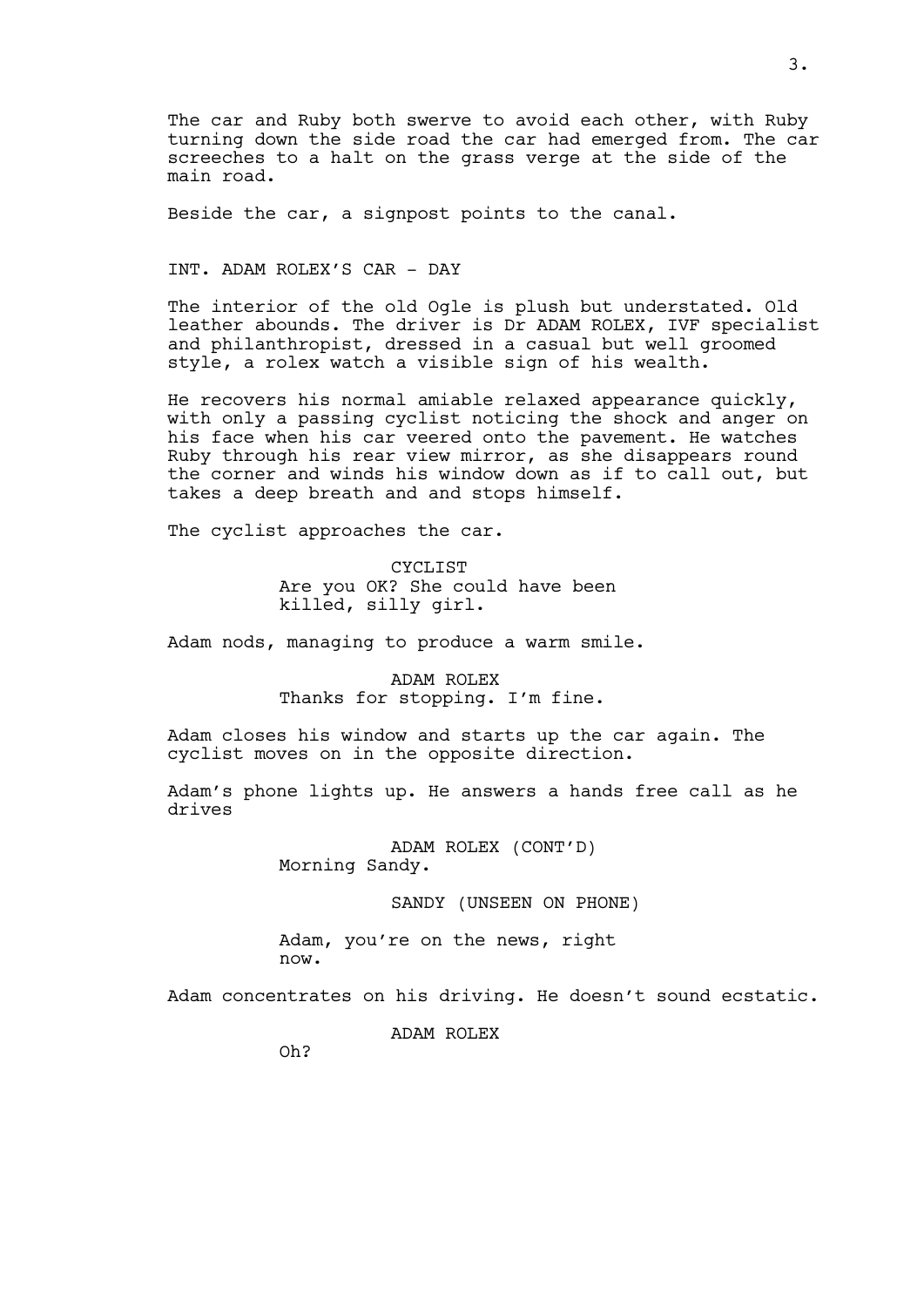The car and Ruby both swerve to avoid each other, with Ruby turning down the side road the car had emerged from. The car screeches to a halt on the grass verge at the side of the main road.

Beside the car, a signpost points to the canal.

INT. ADAM ROLEX'S CAR - DAY

The interior of the old Ogle is plush but understated. Old leather abounds. The driver is Dr ADAM ROLEX, IVF specialist and philanthropist, dressed in a casual but well groomed style, a rolex watch a visible sign of his wealth.

He recovers his normal amiable relaxed appearance quickly, with only a passing cyclist noticing the shock and anger on his face when his car veered onto the pavement. He watches Ruby through his rear view mirror, as she disappears round the corner and winds his window down as if to call out, but takes a deep breath and and stops himself.

The cyclist approaches the car.

CYCLIST
Are you OK? She could have been killed, silly girl.

Adam nods, managing to produce a warm smile.

ADAM ROLEX
Thanks for stopping. I'm fine.

Adam closes his window and starts up the car again. The cyclist moves on in the opposite direction.

Adam's phone lights up. He answers a hands free call as he drives

ADAM ROLEX (CONT'D)
Morning Sandy.

SANDY (UNSEEN ON PHONE)

Adam, you're on the news, right now.

Adam concentrates on his driving. He doesn't sound ecstatic.

ADAM ROLEX

Oh?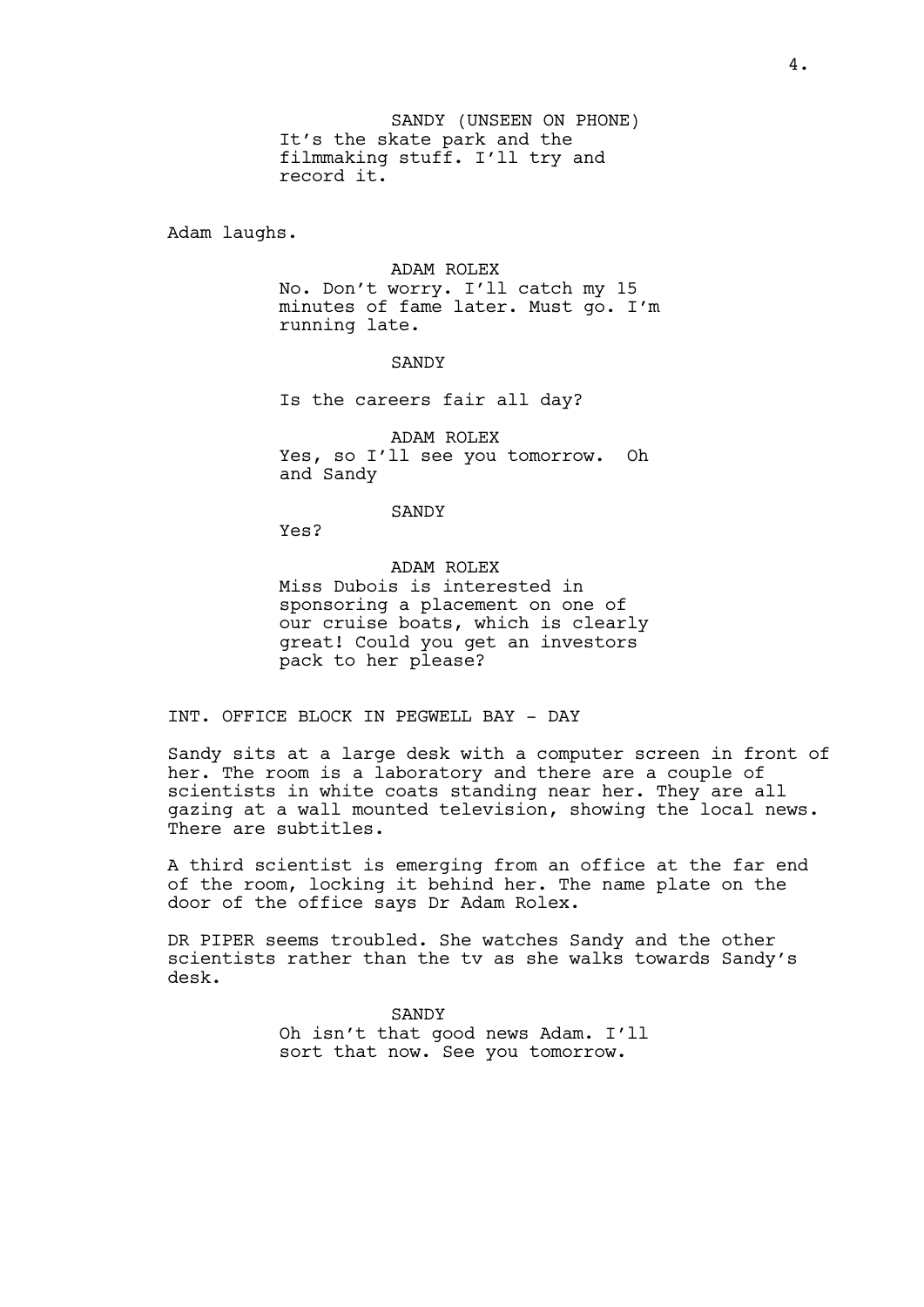SANDY (UNSEEN ON PHONE)
It's the skate park and the filmmaking stuff. I'll try and record it.

Adam laughs.

ADAM ROLEX
No. Don't worry. I'll catch my 15 minutes of fame later. Must go. I'm running late.

SANDY

Is the careers fair all day?

ADAM ROLEX
Yes, so I'll see you tomorrow.  Oh and Sandy

SANDY
Yes?

ADAM ROLEX
Miss Dubois is interested in sponsoring a placement on one of our cruise boats, which is clearly great! Could you get an investors pack to her please?

INT. OFFICE BLOCK IN PEGWELL BAY - DAY

Sandy sits at a large desk with a computer screen in front of her. The room is a laboratory and there are a couple of scientists in white coats standing near her. They are all gazing at a wall mounted television, showing the local news. There are subtitles.

A third scientist is emerging from an office at the far end of the room, locking it behind her. The name plate on the door of the office says Dr Adam Rolex.

DR PIPER seems troubled. She watches Sandy and the other scientists rather than the tv as she walks towards Sandy's desk.

SANDY
Oh isn't that good news Adam. I'll sort that now. See you tomorrow.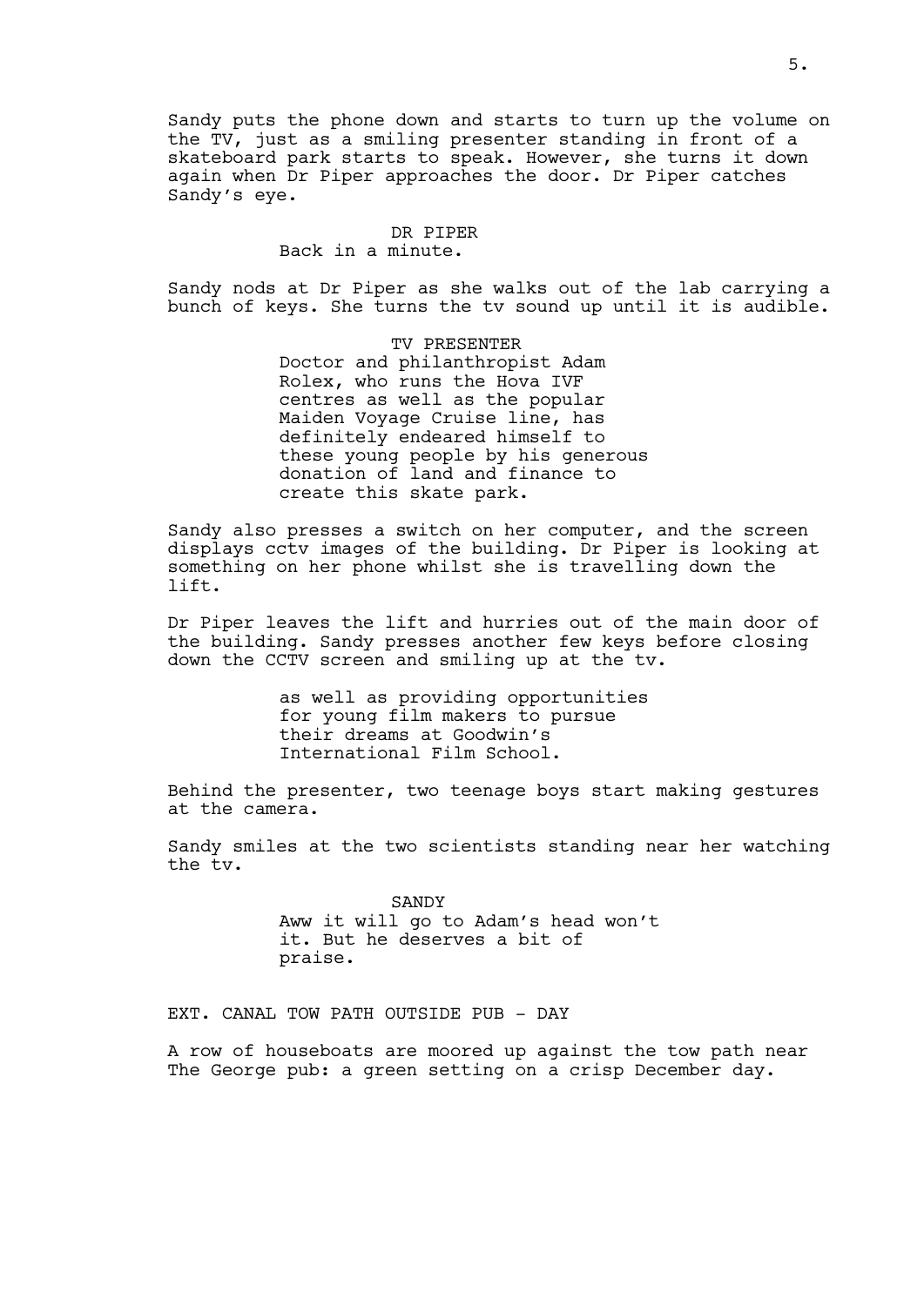Sandy puts the phone down and starts to turn up the volume on the TV, just as a smiling presenter standing in front of a skateboard park starts to speak. However, she turns it down again when Dr Piper approaches the door. Dr Piper catches Sandy's eye.

DR PIPER
Back in a minute.

Sandy nods at Dr Piper as she walks out of the lab carrying a bunch of keys. She turns the tv sound up until it is audible.

TV PRESENTER
Doctor and philanthropist Adam Rolex, who runs the Hova IVF centres as well as the popular Maiden Voyage Cruise line, has definitely endeared himself to these young people by his generous donation of land and finance to create this skate park.

Sandy also presses a switch on her computer, and the screen displays cctv images of the building. Dr Piper is looking at something on her phone whilst she is travelling down the lift.

Dr Piper leaves the lift and hurries out of the main door of the building. Sandy presses another few keys before closing down the CCTV screen and smiling up at the tv.

as well as providing opportunities for young film makers to pursue their dreams at Goodwin's International Film School.

Behind the presenter, two teenage boys start making gestures at the camera.

Sandy smiles at the two scientists standing near her watching the tv.

SANDY
Aww it will go to Adam's head won't it. But he deserves a bit of praise.

EXT. CANAL TOW PATH OUTSIDE PUB - DAY

A row of houseboats are moored up against the tow path near The George pub: a green setting on a crisp December day.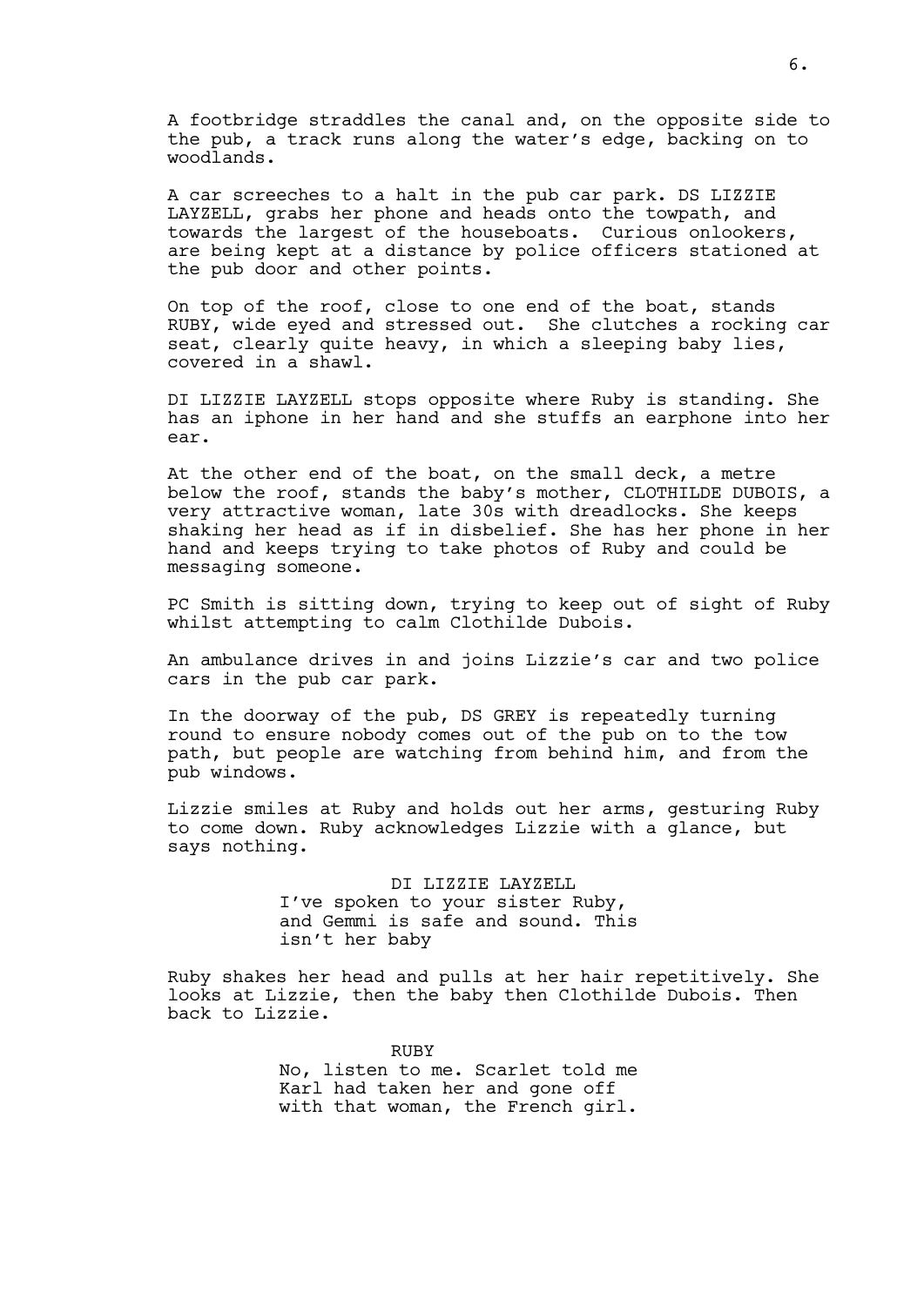A footbridge straddles the canal and, on the opposite side to the pub, a track runs along the water's edge, backing on to woodlands.

A car screeches to a halt in the pub car park. DS LIZZIE LAYZELL, grabs her phone and heads onto the towpath, and towards the largest of the houseboats. Curious onlookers, are being kept at a distance by police officers stationed at the pub door and other points.

On top of the roof, close to one end of the boat, stands RUBY, wide eyed and stressed out. She clutches a rocking car seat, clearly quite heavy, in which a sleeping baby lies, covered in a shawl.

DI LIZZIE LAYZELL stops opposite where Ruby is standing. She has an iphone in her hand and she stuffs an earphone into her ear.

At the other end of the boat, on the small deck, a metre below the roof, stands the baby's mother, CLOTHILDE DUBOIS, a very attractive woman, late 30s with dreadlocks. She keeps shaking her head as if in disbelief. She has her phone in her hand and keeps trying to take photos of Ruby and could be messaging someone.

PC Smith is sitting down, trying to keep out of sight of Ruby whilst attempting to calm Clothilde Dubois.

An ambulance drives in and joins Lizzie's car and two police cars in the pub car park.

In the doorway of the pub, DS GREY is repeatedly turning round to ensure nobody comes out of the pub on to the tow path, but people are watching from behind him, and from the pub windows.

Lizzie smiles at Ruby and holds out her arms, gesturing Ruby to come down. Ruby acknowledges Lizzie with a glance, but says nothing.

DI LIZZIE LAYZELL

I've spoken to your sister Ruby, and Gemmi is safe and sound. This isn't her baby

Ruby shakes her head and pulls at her hair repetitively. She looks at Lizzie, then the baby then Clothilde Dubois. Then back to Lizzie.

RUBY

No, listen to me. Scarlet told me Karl had taken her and gone off with that woman, the French girl.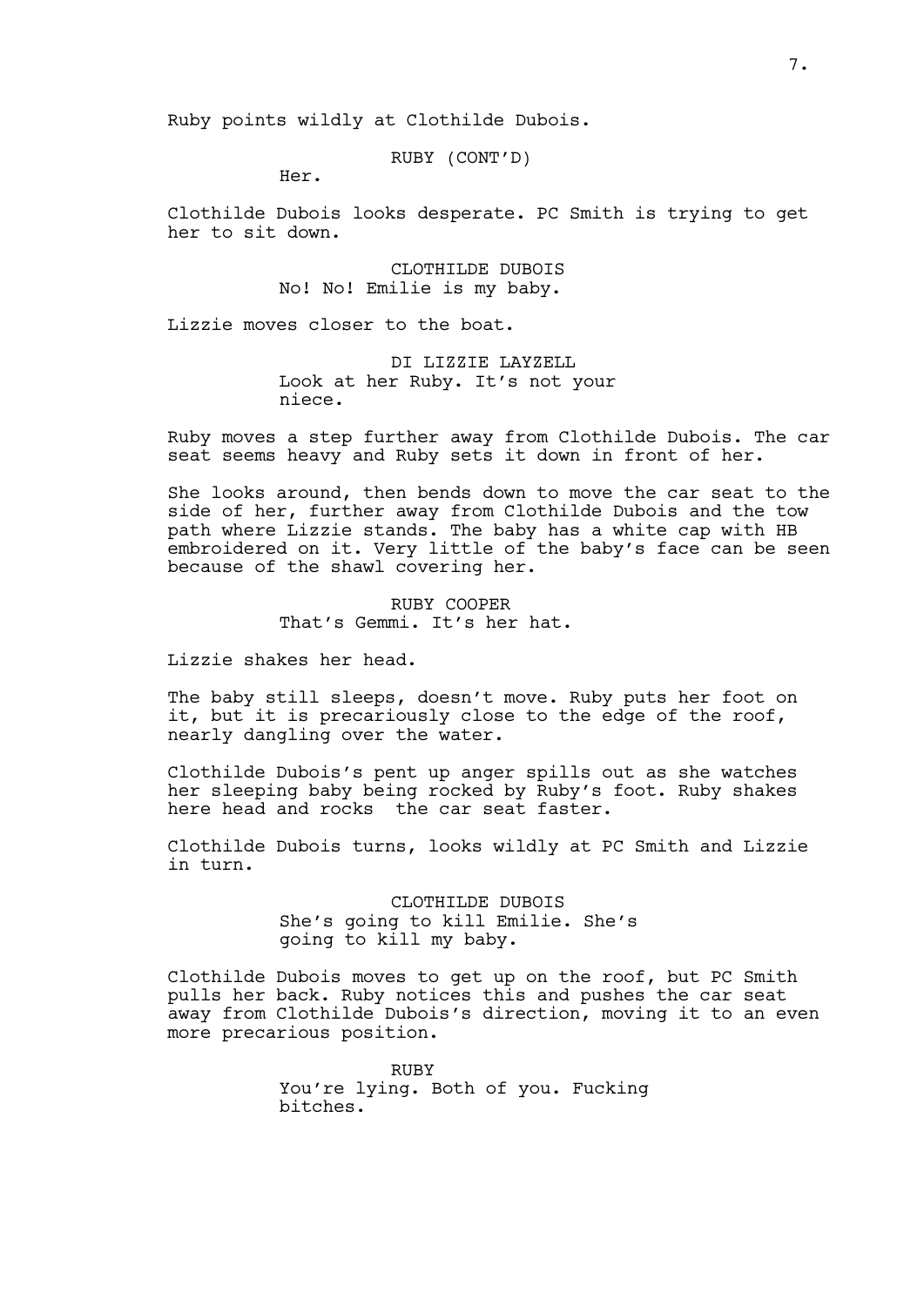Ruby points wildly at Clothilde Dubois.

RUBY (CONT'D)
Her.

Clothilde Dubois looks desperate. PC Smith is trying to get her to sit down.

CLOTHILDE DUBOIS
No! No! Emilie is my baby.

Lizzie moves closer to the boat.

DI LIZZIE LAYZELL
Look at her Ruby. It's not your niece.

Ruby moves a step further away from Clothilde Dubois. The car seat seems heavy and Ruby sets it down in front of her.

She looks around, then bends down to move the car seat to the side of her, further away from Clothilde Dubois and the tow path where Lizzie stands. The baby has a white cap with HB embroidered on it. Very little of the baby's face can be seen because of the shawl covering her.

RUBY COOPER
That's Gemmi. It's her hat.

Lizzie shakes her head.

The baby still sleeps, doesn't move. Ruby puts her foot on it, but it is precariously close to the edge of the roof, nearly dangling over the water.

Clothilde Dubois's pent up anger spills out as she watches her sleeping baby being rocked by Ruby's foot. Ruby shakes here head and rocks  the car seat faster.

Clothilde Dubois turns, looks wildly at PC Smith and Lizzie in turn.

CLOTHILDE DUBOIS
She's going to kill Emilie. She's going to kill my baby.

Clothilde Dubois moves to get up on the roof, but PC Smith pulls her back. Ruby notices this and pushes the car seat away from Clothilde Dubois's direction, moving it to an even more precarious position.

RUBY
You're lying. Both of you. Fucking bitches.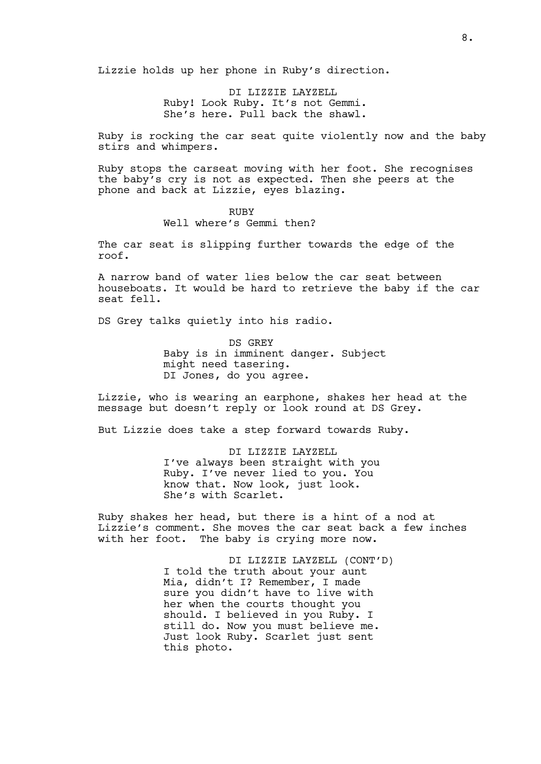Lizzie holds up her phone in Ruby's direction.

DI LIZZIE LAYZELL
Ruby! Look Ruby. It's not Gemmi. She's here. Pull back the shawl.

Ruby is rocking the car seat quite violently now and the baby stirs and whimpers.

Ruby stops the carseat moving with her foot. She recognises the baby's cry is not as expected. Then she peers at the phone and back at Lizzie, eyes blazing.

RUBY
Well where's Gemmi then?

The car seat is slipping further towards the edge of the roof.

A narrow band of water lies below the car seat between houseboats. It would be hard to retrieve the baby if the car seat fell.

DS Grey talks quietly into his radio.

DS GREY
Baby is in imminent danger. Subject might need tasering.
DI Jones, do you agree.

Lizzie, who is wearing an earphone, shakes her head at the message but doesn't reply or look round at DS Grey.

But Lizzie does take a step forward towards Ruby.

DI LIZZIE LAYZELL
I've always been straight with you Ruby. I've never lied to you. You know that. Now look, just look. She's with Scarlet.

Ruby shakes her head, but there is a hint of a nod at Lizzie's comment. She moves the car seat back a few inches with her foot. The baby is crying more now.

DI LIZZIE LAYZELL (CONT'D)
I told the truth about your aunt Mia, didn't I? Remember, I made sure you didn't have to live with her when the courts thought you should. I believed in you Ruby. I still do. Now you must believe me. Just look Ruby. Scarlet just sent this photo.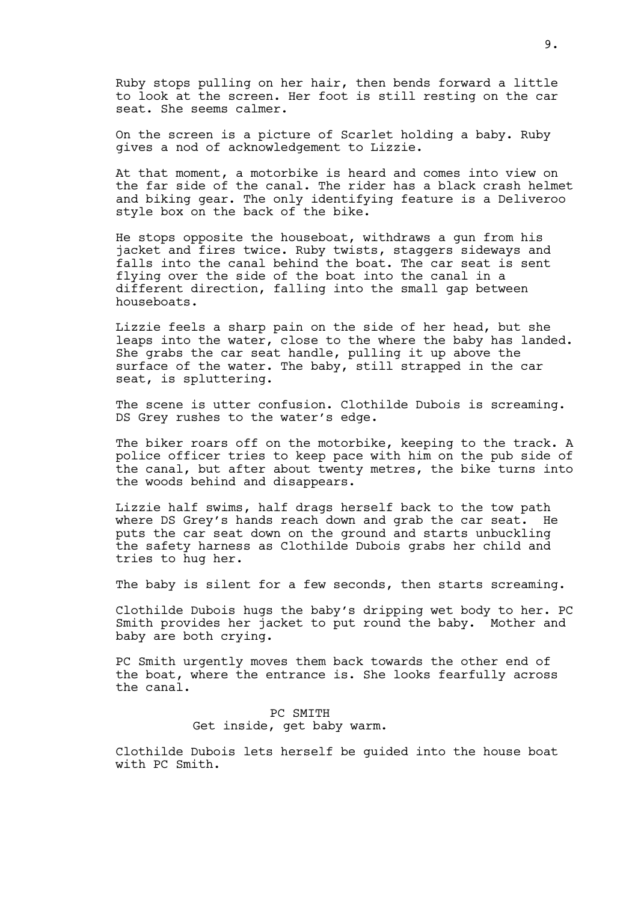Ruby stops pulling on her hair, then bends forward a little to look at the screen. Her foot is still resting on the car seat. She seems calmer.

On the screen is a picture of Scarlet holding a baby. Ruby gives a nod of acknowledgement to Lizzie.

At that moment, a motorbike is heard and comes into view on the far side of the canal. The rider has a black crash helmet and biking gear. The only identifying feature is a Deliveroo style box on the back of the bike.

He stops opposite the houseboat, withdraws a gun from his jacket and fires twice. Ruby twists, staggers sideways and falls into the canal behind the boat. The car seat is sent flying over the side of the boat into the canal in a different direction, falling into the small gap between houseboats.

Lizzie feels a sharp pain on the side of her head, but she leaps into the water, close to the where the baby has landed. She grabs the car seat handle, pulling it up above the surface of the water. The baby, still strapped in the car seat, is spluttering.

The scene is utter confusion. Clothilde Dubois is screaming. DS Grey rushes to the water's edge.

The biker roars off on the motorbike, keeping to the track. A police officer tries to keep pace with him on the pub side of the canal, but after about twenty metres, the bike turns into the woods behind and disappears.

Lizzie half swims, half drags herself back to the tow path where DS Grey's hands reach down and grab the car seat. He puts the car seat down on the ground and starts unbuckling the safety harness as Clothilde Dubois grabs her child and tries to hug her.

The baby is silent for a few seconds, then starts screaming.

Clothilde Dubois hugs the baby's dripping wet body to her. PC Smith provides her jacket to put round the baby. Mother and baby are both crying.

PC Smith urgently moves them back towards the other end of the boat, where the entrance is. She looks fearfully across the canal.

PC SMITH
Get inside, get baby warm.

Clothilde Dubois lets herself be guided into the house boat with PC Smith.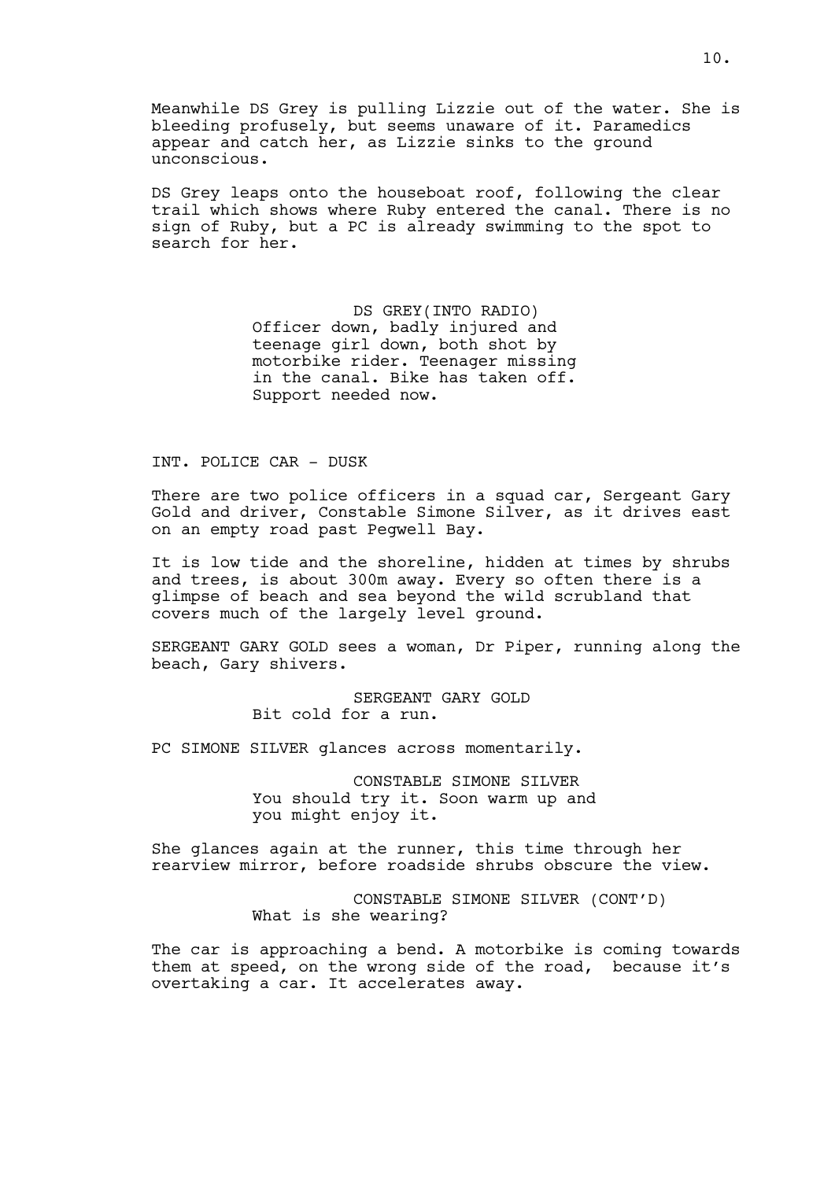Meanwhile DS Grey is pulling Lizzie out of the water. She is bleeding profusely, but seems unaware of it. Paramedics appear and catch her, as Lizzie sinks to the ground unconscious.

DS Grey leaps onto the houseboat roof, following the clear trail which shows where Ruby entered the canal. There is no sign of Ruby, but a PC is already swimming to the spot to search for her.

DS GREY(INTO RADIO)
Officer down, badly injured and teenage girl down, both shot by motorbike rider. Teenager missing in the canal. Bike has taken off. Support needed now.

INT. POLICE CAR - DUSK

There are two police officers in a squad car, Sergeant Gary Gold and driver, Constable Simone Silver, as it drives east on an empty road past Pegwell Bay.

It is low tide and the shoreline, hidden at times by shrubs and trees, is about 300m away. Every so often there is a glimpse of beach and sea beyond the wild scrubland that covers much of the largely level ground.

SERGEANT GARY GOLD sees a woman, Dr Piper, running along the beach, Gary shivers.

SERGEANT GARY GOLD
Bit cold for a run.

PC SIMONE SILVER glances across momentarily.

CONSTABLE SIMONE SILVER
You should try it. Soon warm up and you might enjoy it.

She glances again at the runner, this time through her rearview mirror, before roadside shrubs obscure the view.

CONSTABLE SIMONE SILVER (CONT'D)
What is she wearing?

The car is approaching a bend. A motorbike is coming towards them at speed, on the wrong side of the road, because it's overtaking a car. It accelerates away.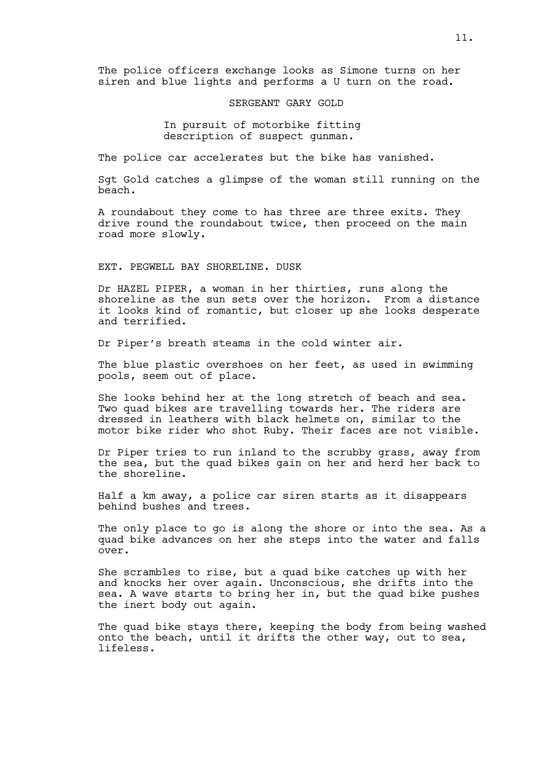The police officers exchange looks as Simone turns on her siren and blue lights and performs a U turn on the road.

SERGEANT GARY GOLD

In pursuit of motorbike fitting description of suspect gunman.

The police car accelerates but the bike has vanished.

Sgt Gold catches a glimpse of the woman still running on the beach.

A roundabout they come to has three are three exits. They drive round the roundabout twice, then proceed on the main road more slowly.

EXT. PEGWELL BAY SHORELINE. DUSK

Dr HAZEL PIPER, a woman in her thirties, runs along the shoreline as the sun sets over the horizon. From a distance it looks kind of romantic, but closer up she looks desperate and terrified.

Dr Piper's breath steams in the cold winter air.

The blue plastic overshoes on her feet, as used in swimming pools, seem out of place.

She looks behind her at the long stretch of beach and sea. Two quad bikes are travelling towards her. The riders are dressed in leathers with black helmets on, similar to the motor bike rider who shot Ruby. Their faces are not visible.

Dr Piper tries to run inland to the scrubby grass, away from the sea, but the quad bikes gain on her and herd her back to the shoreline.

Half a km away, a police car siren starts as it disappears behind bushes and trees.

The only place to go is along the shore or into the sea. As a quad bike advances on her she steps into the water and falls over.

She scrambles to rise, but a quad bike catches up with her and knocks her over again. Unconscious, she drifts into the sea. A wave starts to bring her in, but the quad bike pushes the inert body out again.

The quad bike stays there, keeping the body from being washed onto the beach, until it drifts the other way, out to sea, lifeless.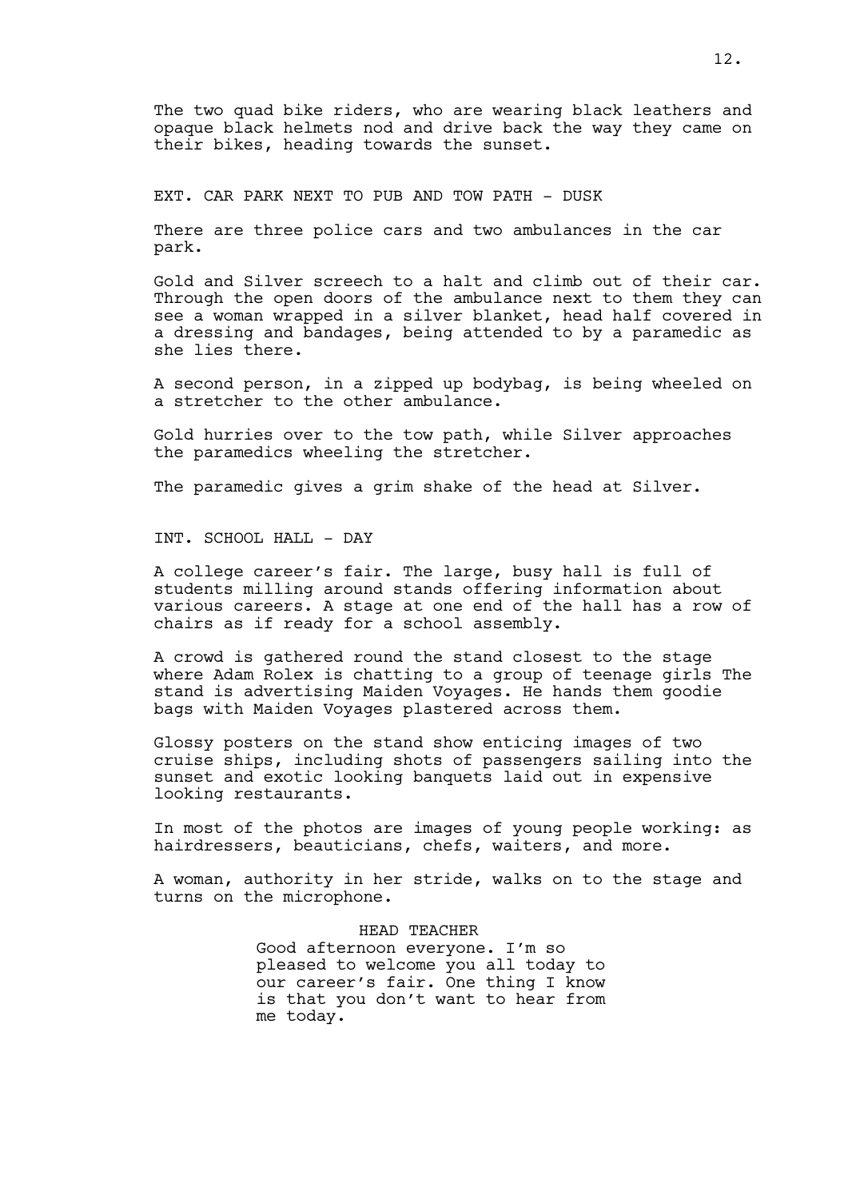The two quad bike riders, who are wearing black leathers and opaque black helmets nod and drive back the way they came on their bikes, heading towards the sunset.

EXT. CAR PARK NEXT TO PUB AND TOW PATH - DUSK

There are three police cars and two ambulances in the car park.

Gold and Silver screech to a halt and climb out of their car. Through the open doors of the ambulance next to them they can see a woman wrapped in a silver blanket, head half covered in a dressing and bandages, being attended to by a paramedic as she lies there.

A second person, in a zipped up bodybag, is being wheeled on a stretcher to the other ambulance.

Gold hurries over to the tow path, while Silver approaches the paramedics wheeling the stretcher.

The paramedic gives a grim shake of the head at Silver.

INT. SCHOOL HALL - DAY

A college career's fair. The large, busy hall is full of students milling around stands offering information about various careers. A stage at one end of the hall has a row of chairs as if ready for a school assembly.

A crowd is gathered round the stand closest to the stage where Adam Rolex is chatting to a group of teenage girls The stand is advertising Maiden Voyages. He hands them goodie bags with Maiden Voyages plastered across them.

Glossy posters on the stand show enticing images of two cruise ships, including shots of passengers sailing into the sunset and exotic looking banquets laid out in expensive looking restaurants.

In most of the photos are images of young people working: as hairdressers, beauticians, chefs, waiters, and more.

A woman, authority in her stride, walks on to the stage and turns on the microphone.

HEAD TEACHER

Good afternoon everyone. I'm so pleased to welcome you all today to our career's fair. One thing I know is that you don't want to hear from me today.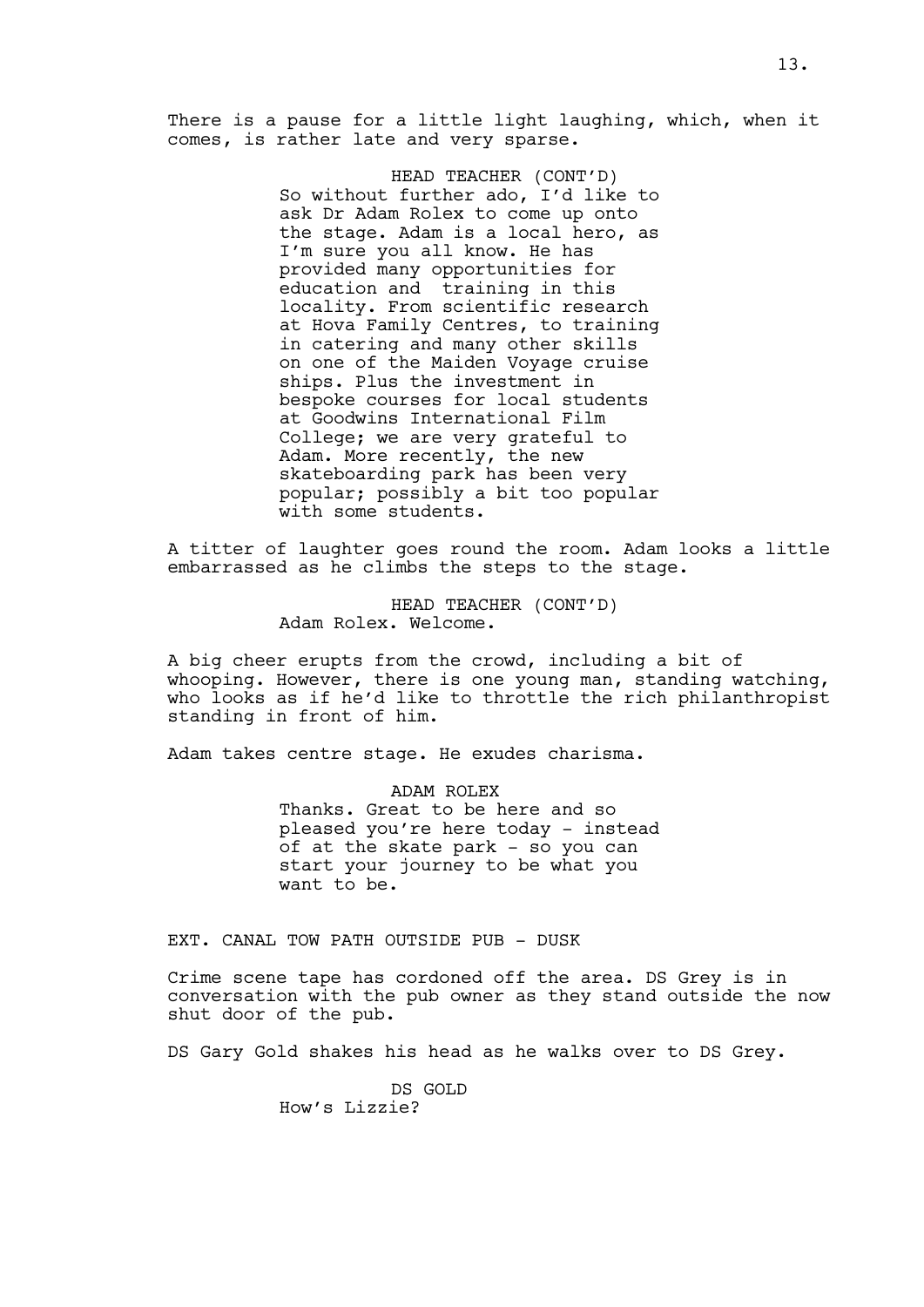There is a pause for a little light laughing, which, when it comes, is rather late and very sparse.

HEAD TEACHER (CONT'D)
So without further ado, I'd like to ask Dr Adam Rolex to come up onto the stage. Adam is a local hero, as I'm sure you all know. He has provided many opportunities for education and  training in this locality. From scientific research at Hova Family Centres, to training in catering and many other skills on one of the Maiden Voyage cruise ships. Plus the investment in bespoke courses for local students at Goodwins International Film College; we are very grateful to Adam. More recently, the new skateboarding park has been very popular; possibly a bit too popular with some students.

A titter of laughter goes round the room. Adam looks a little embarrassed as he climbs the steps to the stage.

HEAD TEACHER (CONT'D)
Adam Rolex. Welcome.

A big cheer erupts from the crowd, including a bit of whooping. However, there is one young man, standing watching, who looks as if he'd like to throttle the rich philanthropist standing in front of him.

Adam takes centre stage. He exudes charisma.

ADAM ROLEX
Thanks. Great to be here and so pleased you're here today - instead of at the skate park - so you can start your journey to be what you want to be.

EXT. CANAL TOW PATH OUTSIDE PUB - DUSK

Crime scene tape has cordoned off the area. DS Grey is in conversation with the pub owner as they stand outside the now shut door of the pub.

DS Gary Gold shakes his head as he walks over to DS Grey.

DS GOLD
How's Lizzie?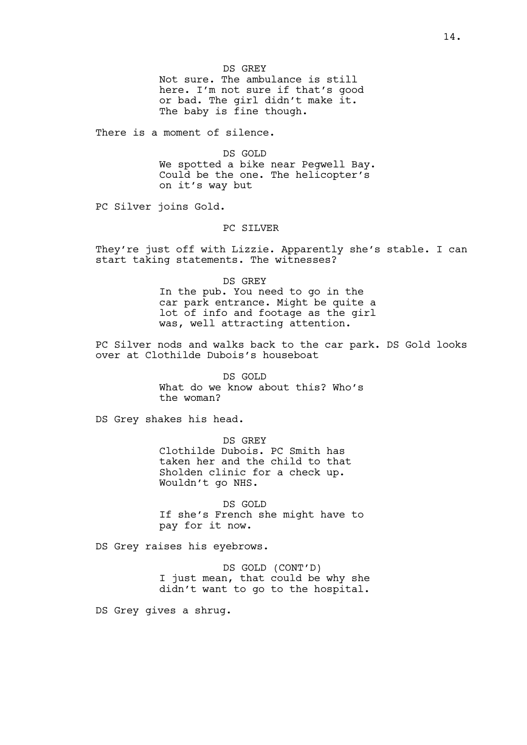DS GREY
Not sure. The ambulance is still here. I'm not sure if that's good or bad. The girl didn't make it. The baby is fine though.

There is a moment of silence.

DS GOLD
We spotted a bike near Pegwell Bay. Could be the one. The helicopter's on it's way but

PC Silver joins Gold.

PC SILVER

They're just off with Lizzie. Apparently she's stable. I can start taking statements. The witnesses?

DS GREY
In the pub. You need to go in the car park entrance. Might be quite a lot of info and footage as the girl was, well attracting attention.

PC Silver nods and walks back to the car park. DS Gold looks over at Clothilde Dubois's houseboat

DS GOLD
What do we know about this? Who's the woman?

DS Grey shakes his head.

DS GREY
Clothilde Dubois. PC Smith has taken her and the child to that Sholden clinic for a check up. Wouldn't go NHS.

DS GOLD
If she's French she might have to pay for it now.

DS Grey raises his eyebrows.

DS GOLD (CONT'D)
I just mean, that could be why she didn't want to go to the hospital.

DS Grey gives a shrug.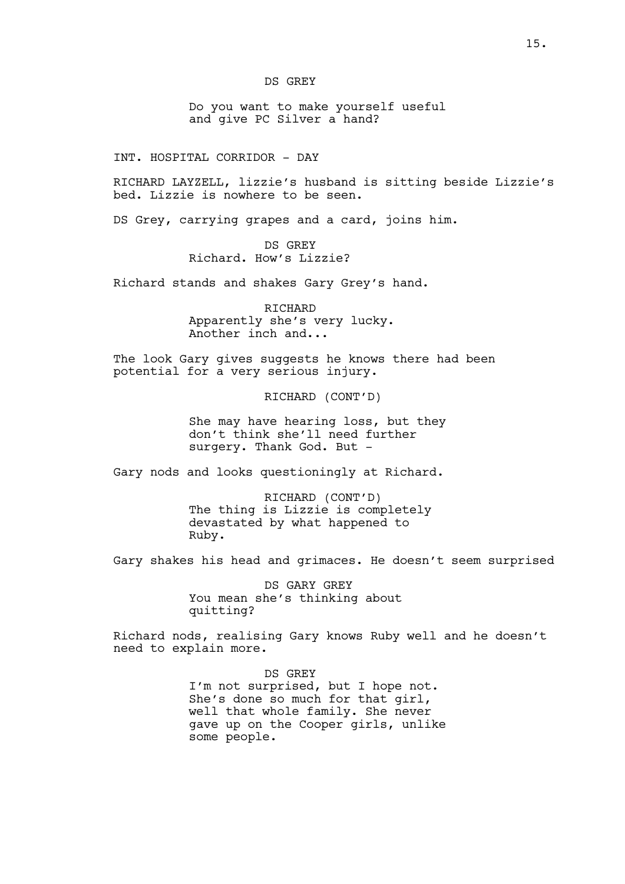DS GREY

Do you want to make yourself useful and give PC Silver a hand?

INT. HOSPITAL CORRIDOR - DAY

RICHARD LAYZELL, lizzie's husband is sitting beside Lizzie's bed. Lizzie is nowhere to be seen.

DS Grey, carrying grapes and a card, joins him.

DS GREY
Richard. How's Lizzie?

Richard stands and shakes Gary Grey's hand.

RICHARD
Apparently she's very lucky. Another inch and...

The look Gary gives suggests he knows there had been potential for a very serious injury.

RICHARD (CONT'D)

She may have hearing loss, but they don't think she'll need further surgery. Thank God. But -

Gary nods and looks questioningly at Richard.

RICHARD (CONT'D)
The thing is Lizzie is completely devastated by what happened to Ruby.

Gary shakes his head and grimaces. He doesn't seem surprised

DS GARY GREY
You mean she's thinking about quitting?

Richard nods, realising Gary knows Ruby well and he doesn't need to explain more.

DS GREY
I'm not surprised, but I hope not. She's done so much for that girl, well that whole family. She never gave up on the Cooper girls, unlike some people.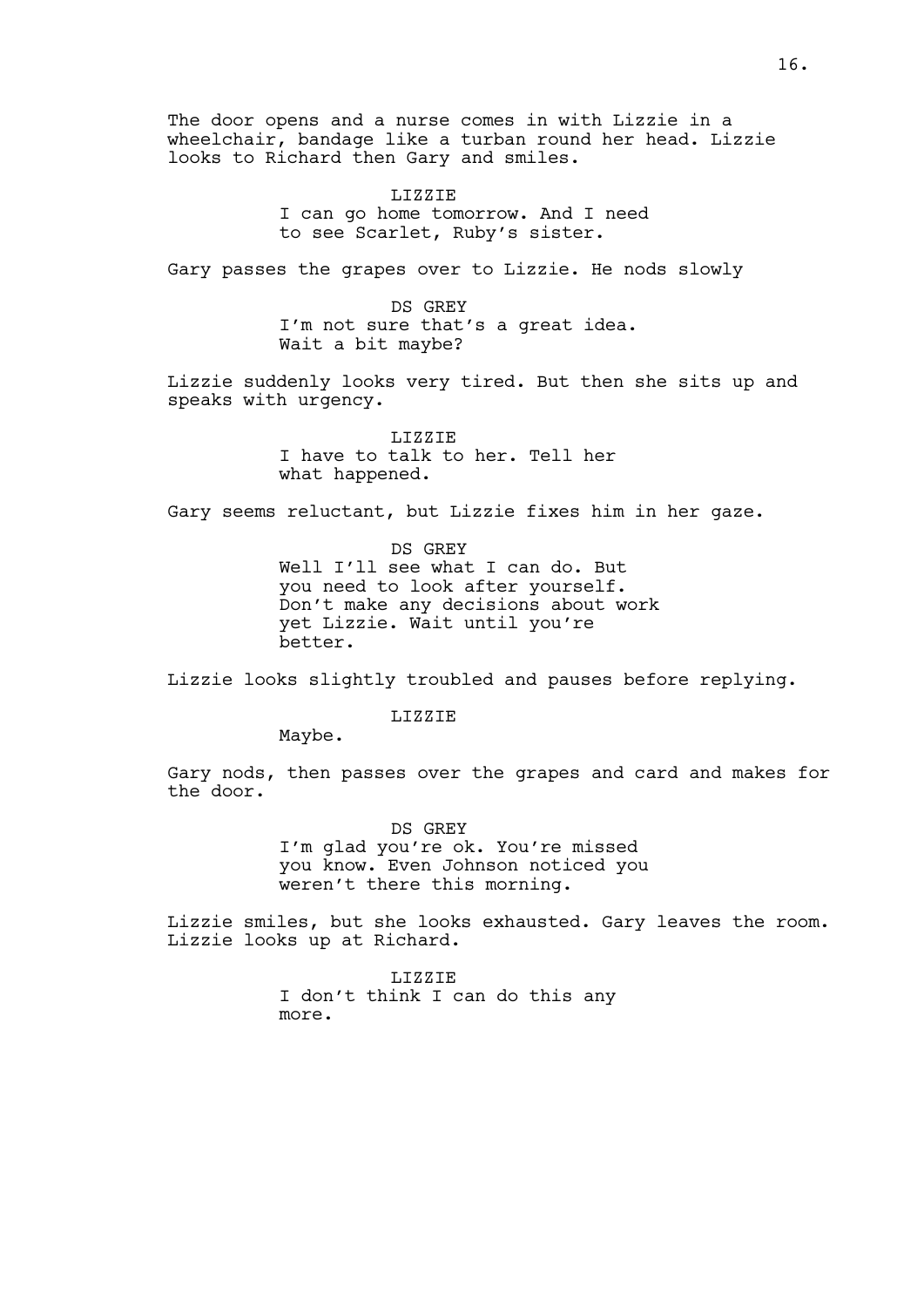The door opens and a nurse comes in with Lizzie in a wheelchair, bandage like a turban round her head. Lizzie looks to Richard then Gary and smiles.

LIZZIE
I can go home tomorrow. And I need to see Scarlet, Ruby's sister.

Gary passes the grapes over to Lizzie. He nods slowly

DS GREY
I'm not sure that's a great idea. Wait a bit maybe?

Lizzie suddenly looks very tired. But then she sits up and speaks with urgency.

LIZZIE
I have to talk to her. Tell her what happened.

Gary seems reluctant, but Lizzie fixes him in her gaze.

DS GREY
Well I'll see what I can do. But you need to look after yourself. Don't make any decisions about work yet Lizzie. Wait until you're better.

Lizzie looks slightly troubled and pauses before replying.

LIZZIE
Maybe.

Gary nods, then passes over the grapes and card and makes for the door.

DS GREY
I'm glad you're ok. You're missed you know. Even Johnson noticed you weren't there this morning.

Lizzie smiles, but she looks exhausted. Gary leaves the room. Lizzie looks up at Richard.

LIZZIE
I don't think I can do this any more.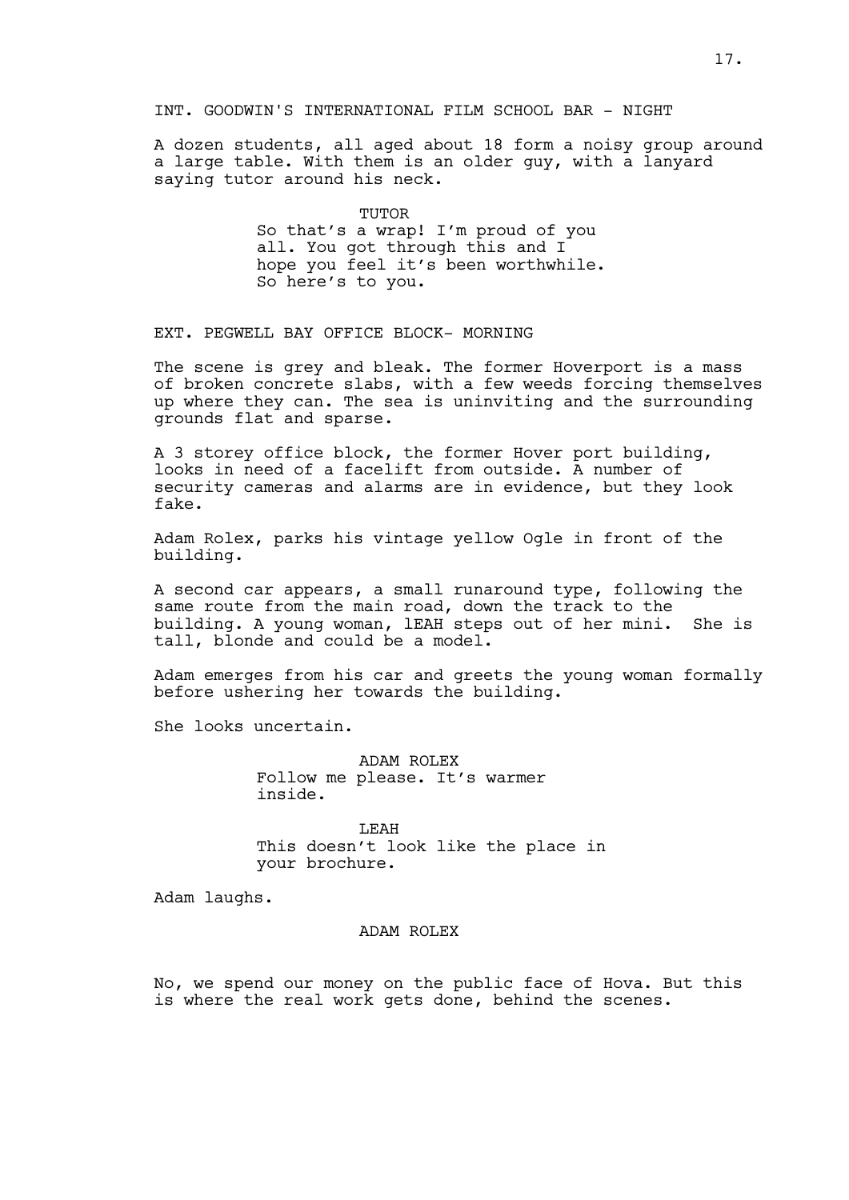INT. GOODWIN'S INTERNATIONAL FILM SCHOOL BAR - NIGHT

A dozen students, all aged about 18 form a noisy group around a large table. With them is an older guy, with a lanyard saying tutor around his neck.

TUTOR
So that's a wrap! I'm proud of you all. You got through this and I hope you feel it's been worthwhile. So here's to you.

EXT. PEGWELL BAY OFFICE BLOCK- MORNING

The scene is grey and bleak. The former Hoverport is a mass of broken concrete slabs, with a few weeds forcing themselves up where they can. The sea is uninviting and the surrounding grounds flat and sparse.

A 3 storey office block, the former Hover port building, looks in need of a facelift from outside. A number of security cameras and alarms are in evidence, but they look fake.

Adam Rolex, parks his vintage yellow Ogle in front of the building.

A second car appears, a small runaround type, following the same route from the main road, down the track to the building. A young woman, lEAH steps out of her mini. She is tall, blonde and could be a model.

Adam emerges from his car and greets the young woman formally before ushering her towards the building.

She looks uncertain.

ADAM ROLEX
Follow me please. It's warmer inside.

LEAH
This doesn't look like the place in your brochure.

Adam laughs.

ADAM ROLEX

No, we spend our money on the public face of Hova. But this is where the real work gets done, behind the scenes.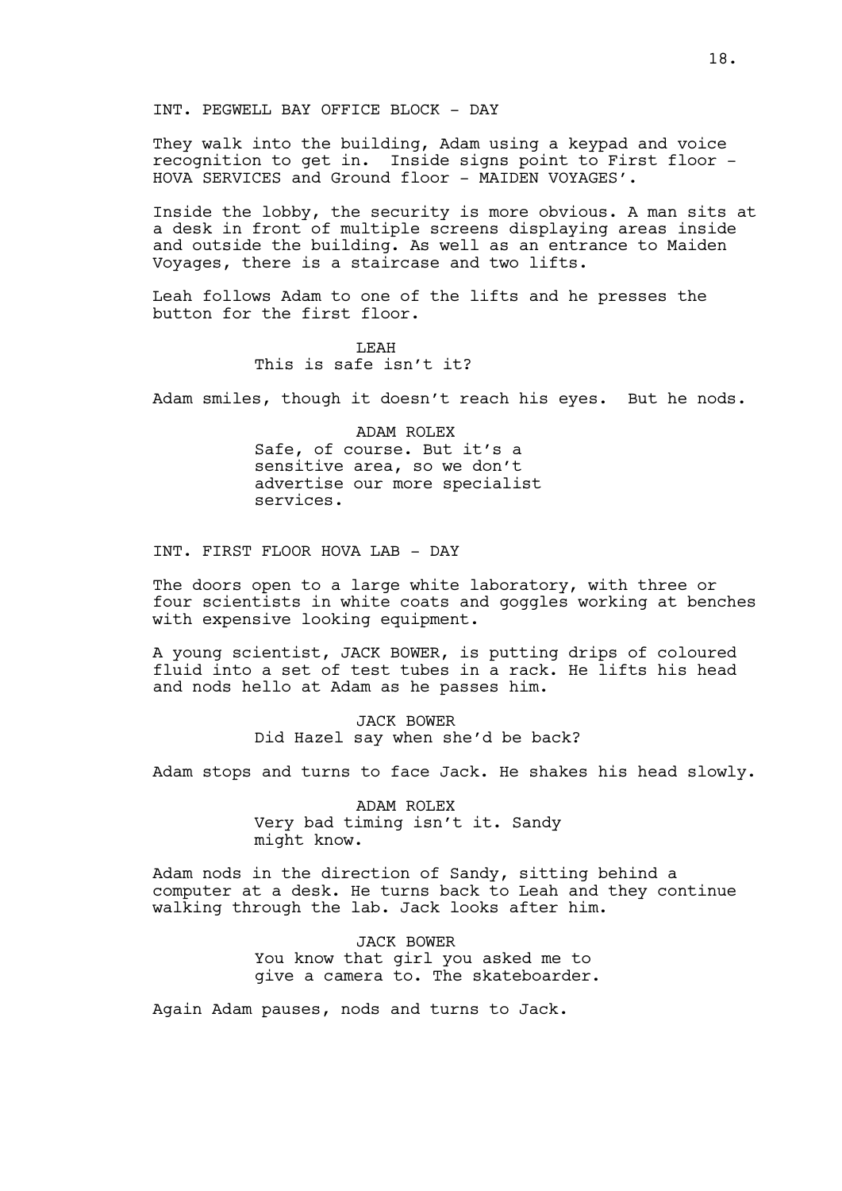INT. PEGWELL BAY OFFICE BLOCK - DAY

They walk into the building, Adam using a keypad and voice recognition to get in. Inside signs point to First floor - HOVA SERVICES and Ground floor - MAIDEN VOYAGES'.

Inside the lobby, the security is more obvious. A man sits at a desk in front of multiple screens displaying areas inside and outside the building. As well as an entrance to Maiden Voyages, there is a staircase and two lifts.

Leah follows Adam to one of the lifts and he presses the button for the first floor.

LEAH
This is safe isn't it?

Adam smiles, though it doesn't reach his eyes. But he nods.

ADAM ROLEX
Safe, of course. But it's a sensitive area, so we don't advertise our more specialist services.

INT. FIRST FLOOR HOVA LAB - DAY

The doors open to a large white laboratory, with three or four scientists in white coats and goggles working at benches with expensive looking equipment.

A young scientist, JACK BOWER, is putting drips of coloured fluid into a set of test tubes in a rack. He lifts his head and nods hello at Adam as he passes him.

JACK BOWER
Did Hazel say when she'd be back?

Adam stops and turns to face Jack. He shakes his head slowly.

ADAM ROLEX
Very bad timing isn't it. Sandy might know.

Adam nods in the direction of Sandy, sitting behind a computer at a desk. He turns back to Leah and they continue walking through the lab. Jack looks after him.

JACK BOWER
You know that girl you asked me to give a camera to. The skateboarder.

Again Adam pauses, nods and turns to Jack.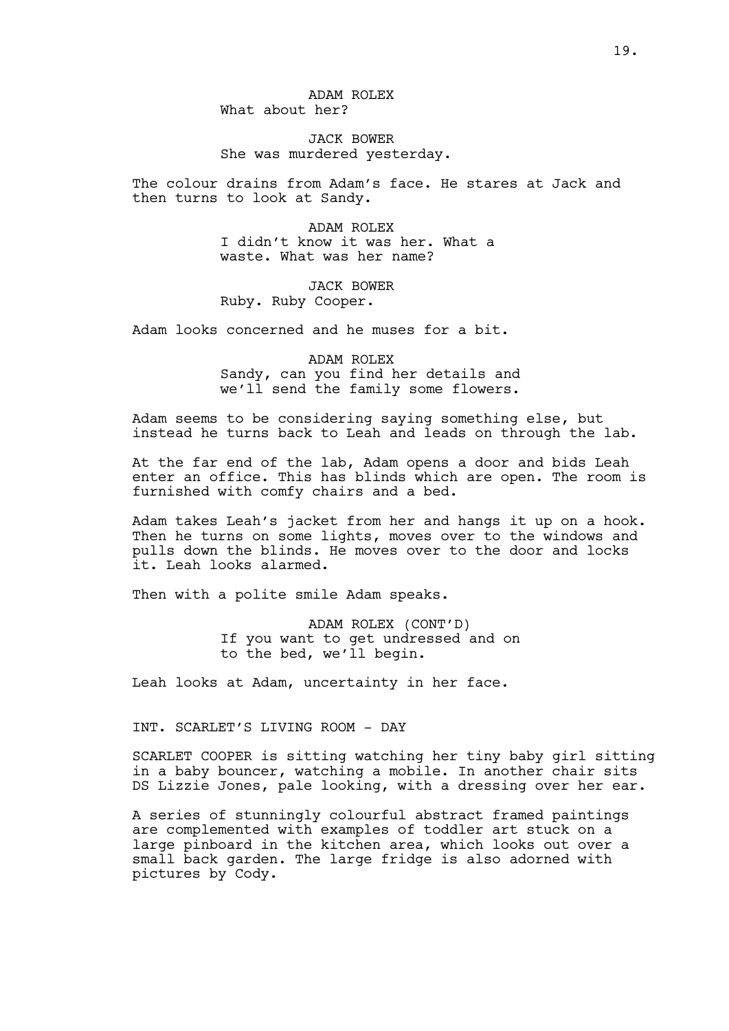ADAM ROLEX
What about her?

JACK BOWER
She was murdered yesterday.

The colour drains from Adam's face. He stares at Jack and then turns to look at Sandy.

ADAM ROLEX
I didn't know it was her. What a waste. What was her name?

JACK BOWER
Ruby. Ruby Cooper.

Adam looks concerned and he muses for a bit.

ADAM ROLEX
Sandy, can you find her details and we'll send the family some flowers.

Adam seems to be considering saying something else, but instead he turns back to Leah and leads on through the lab.

At the far end of the lab, Adam opens a door and bids Leah enter an office. This has blinds which are open. The room is furnished with comfy chairs and a bed.

Adam takes Leah's jacket from her and hangs it up on a hook. Then he turns on some lights, moves over to the windows and pulls down the blinds. He moves over to the door and locks it. Leah looks alarmed.

Then with a polite smile Adam speaks.

ADAM ROLEX (CONT'D)
If you want to get undressed and on to the bed, we'll begin.

Leah looks at Adam, uncertainty in her face.

INT. SCARLET'S LIVING ROOM - DAY

SCARLET COOPER is sitting watching her tiny baby girl sitting in a baby bouncer, watching a mobile. In another chair sits DS Lizzie Jones, pale looking, with a dressing over her ear.

A series of stunningly colourful abstract framed paintings are complemented with examples of toddler art stuck on a large pinboard in the kitchen area, which looks out over a small back garden. The large fridge is also adorned with pictures by Cody.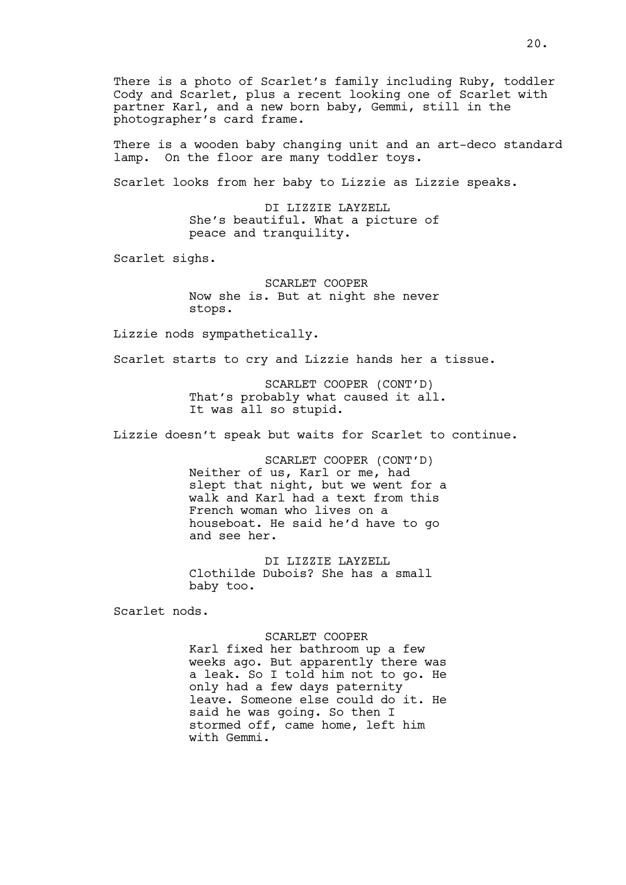There is a photo of Scarlet's family including Ruby, toddler Cody and Scarlet, plus a recent looking one of Scarlet with partner Karl, and a new born baby, Gemmi, still in the photographer's card frame.

There is a wooden baby changing unit and an art-deco standard lamp. On the floor are many toddler toys.

Scarlet looks from her baby to Lizzie as Lizzie speaks.

DI LIZZIE LAYZELL
She's beautiful. What a picture of peace and tranquility.

Scarlet sighs.

SCARLET COOPER
Now she is. But at night she never stops.

Lizzie nods sympathetically.

Scarlet starts to cry and Lizzie hands her a tissue.

SCARLET COOPER (CONT'D)
That's probably what caused it all. It was all so stupid.

Lizzie doesn't speak but waits for Scarlet to continue.

SCARLET COOPER (CONT'D)
Neither of us, Karl or me, had slept that night, but we went for a walk and Karl had a text from this French woman who lives on a houseboat. He said he'd have to go and see her.

DI LIZZIE LAYZELL
Clothilde Dubois? She has a small baby too.

Scarlet nods.

SCARLET COOPER
Karl fixed her bathroom up a few weeks ago. But apparently there was a leak. So I told him not to go. He only had a few days paternity leave. Someone else could do it. He said he was going. So then I stormed off, came home, left him with Gemmi.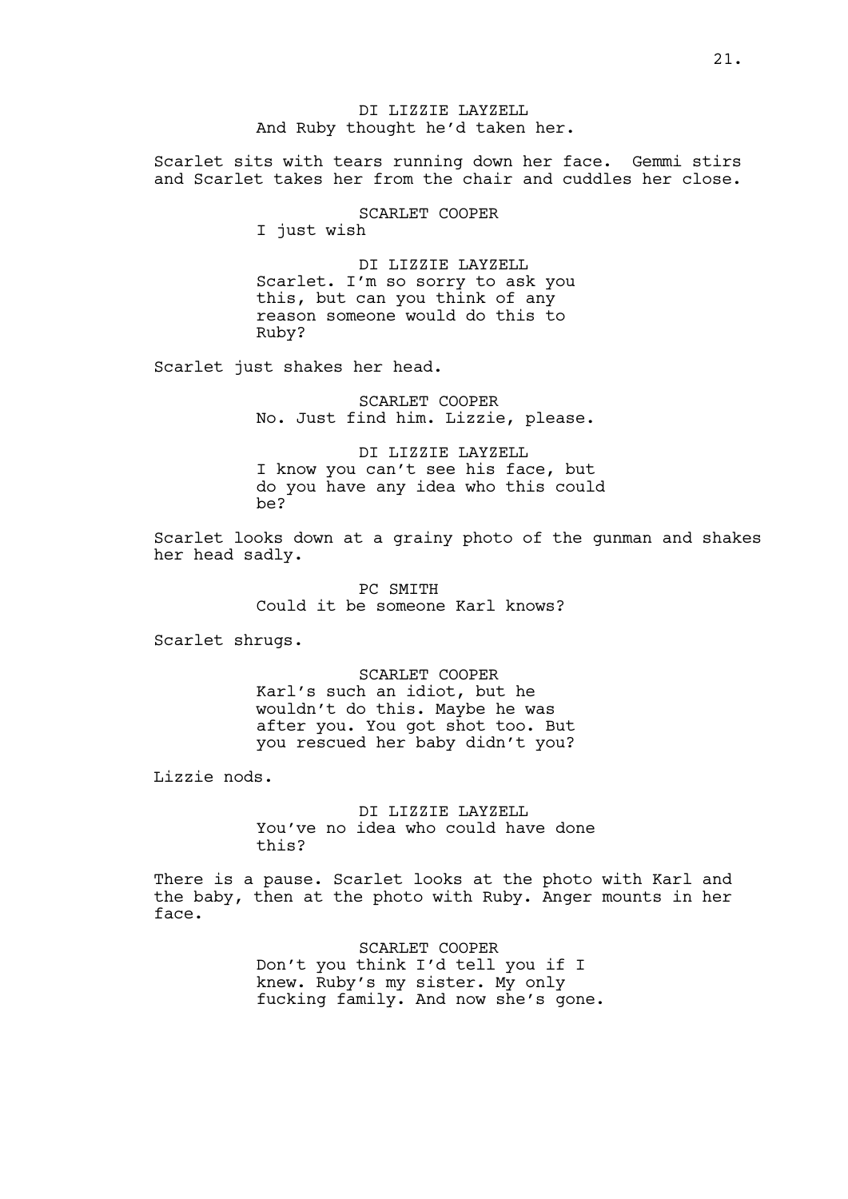DI LIZZIE LAYZELL
And Ruby thought he'd taken her.

Scarlet sits with tears running down her face. Gemmi stirs and Scarlet takes her from the chair and cuddles her close.

SCARLET COOPER
I just wish

DI LIZZIE LAYZELL
Scarlet. I'm so sorry to ask you this, but can you think of any reason someone would do this to Ruby?

Scarlet just shakes her head.

SCARLET COOPER
No. Just find him. Lizzie, please.

DI LIZZIE LAYZELL
I know you can't see his face, but do you have any idea who this could be?

Scarlet looks down at a grainy photo of the gunman and shakes her head sadly.

PC SMITH
Could it be someone Karl knows?

Scarlet shrugs.

SCARLET COOPER
Karl's such an idiot, but he wouldn't do this. Maybe he was after you. You got shot too. But you rescued her baby didn't you?

Lizzie nods.

DI LIZZIE LAYZELL
You've no idea who could have done this?

There is a pause. Scarlet looks at the photo with Karl and the baby, then at the photo with Ruby. Anger mounts in her face.

SCARLET COOPER
Don't you think I'd tell you if I knew. Ruby's my sister. My only fucking family. And now she's gone.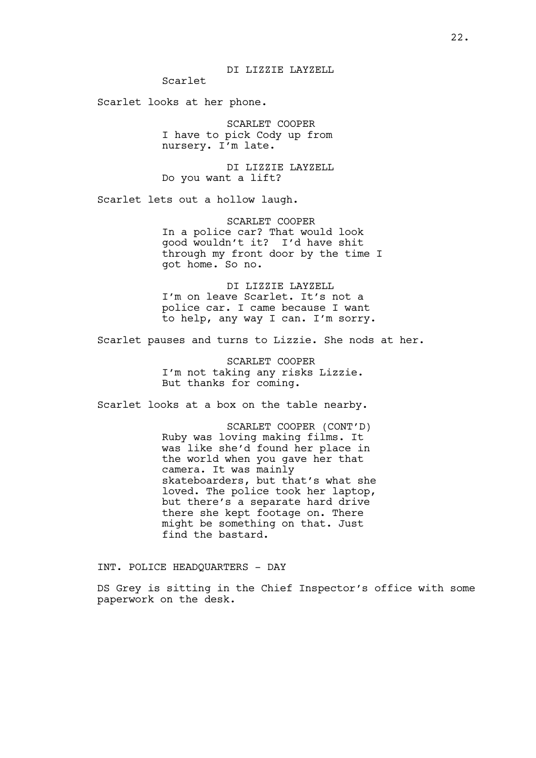DI LIZZIE LAYZELL

Scarlet

Scarlet looks at her phone.

SCARLET COOPER

I have to pick Cody up from nursery. I'm late.

DI LIZZIE LAYZELL

Do you want a lift?

Scarlet lets out a hollow laugh.

SCARLET COOPER

In a police car? That would look good wouldn't it? I'd have shit through my front door by the time I got home. So no.

DI LIZZIE LAYZELL

I'm on leave Scarlet. It's not a police car. I came because I want to help, any way I can. I'm sorry.

Scarlet pauses and turns to Lizzie. She nods at her.

SCARLET COOPER

I'm not taking any risks Lizzie. But thanks for coming.

Scarlet looks at a box on the table nearby.

SCARLET COOPER (CONT'D)

Ruby was loving making films. It was like she'd found her place in the world when you gave her that camera. It was mainly skateboarders, but that's what she loved. The police took her laptop, but there's a separate hard drive there she kept footage on. There might be something on that. Just find the bastard.

INT. POLICE HEADQUARTERS - DAY

DS Grey is sitting in the Chief Inspector's office with some paperwork on the desk.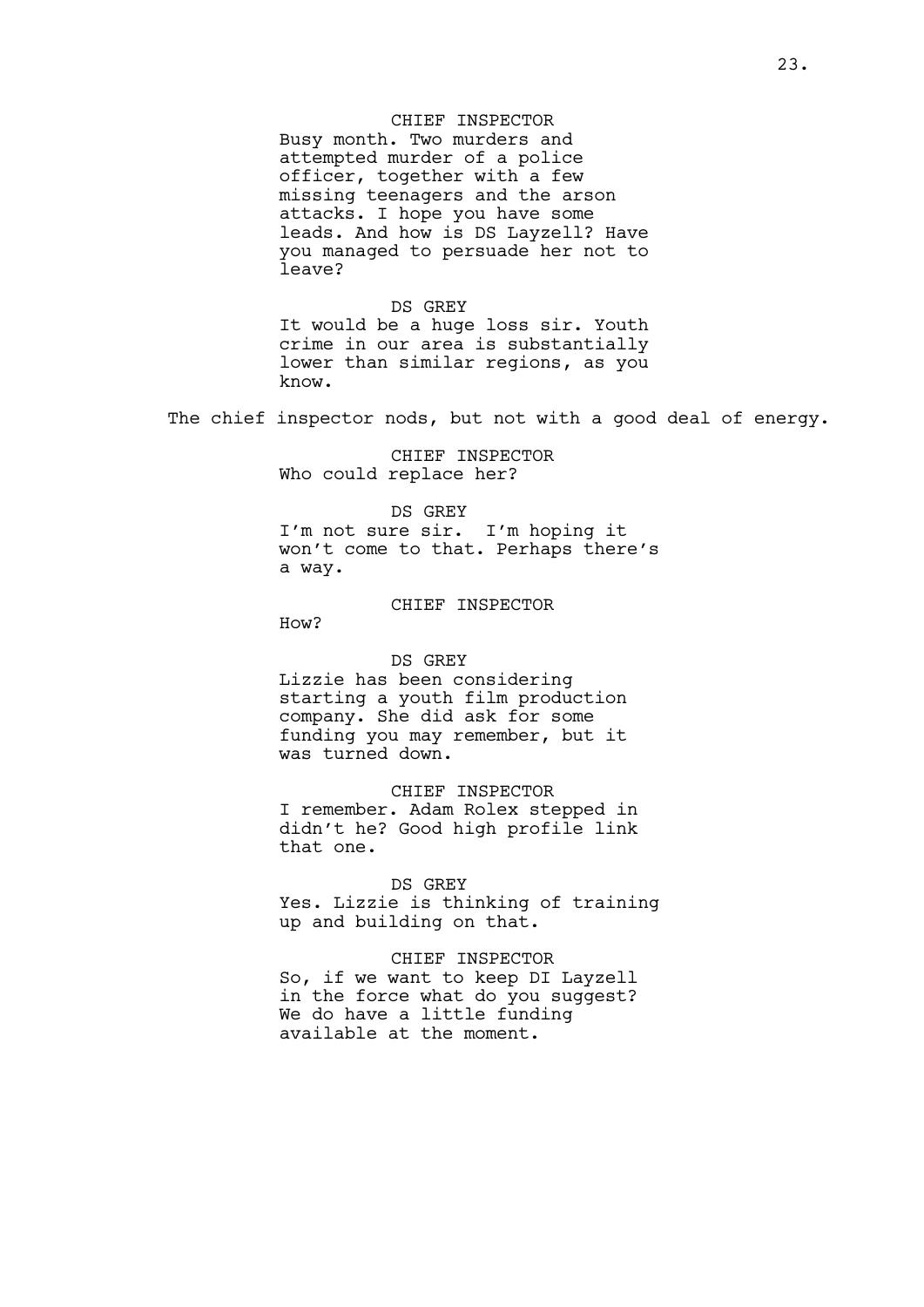CHIEF INSPECTOR

Busy month. Two murders and attempted murder of a police officer, together with a few missing teenagers and the arson attacks. I hope you have some leads. And how is DS Layzell? Have you managed to persuade her not to leave?

DS GREY

It would be a huge loss sir. Youth crime in our area is substantially lower than similar regions, as you know.

The chief inspector nods, but not with a good deal of energy.

CHIEF INSPECTOR

Who could replace her?

DS GREY

I'm not sure sir. I'm hoping it won't come to that. Perhaps there's a way.

CHIEF INSPECTOR

How?

DS GREY

Lizzie has been considering starting a youth film production company. She did ask for some funding you may remember, but it was turned down.

CHIEF INSPECTOR

I remember. Adam Rolex stepped in didn't he? Good high profile link that one.

DS GREY

Yes. Lizzie is thinking of training up and building on that.

CHIEF INSPECTOR

So, if we want to keep DI Layzell in the force what do you suggest? We do have a little funding available at the moment.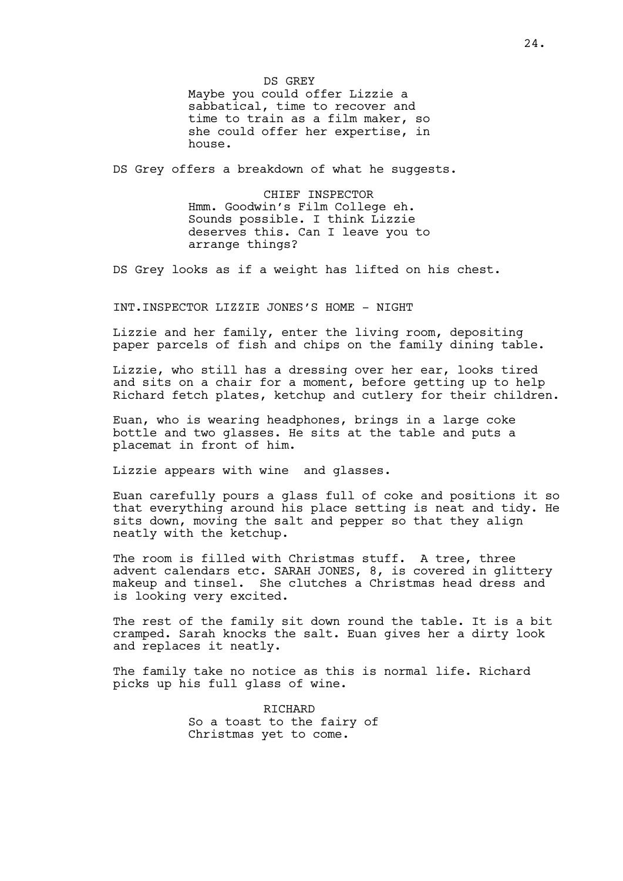DS GREY
Maybe you could offer Lizzie a sabbatical, time to recover and time to train as a film maker, so she could offer her expertise, in house.

DS Grey offers a breakdown of what he suggests.

CHIEF INSPECTOR
Hmm. Goodwin's Film College eh. Sounds possible. I think Lizzie deserves this. Can I leave you to arrange things?

DS Grey looks as if a weight has lifted on his chest.

INT.INSPECTOR LIZZIE JONES'S HOME - NIGHT

Lizzie and her family, enter the living room, depositing paper parcels of fish and chips on the family dining table.

Lizzie, who still has a dressing over her ear, looks tired and sits on a chair for a moment, before getting up to help Richard fetch plates, ketchup and cutlery for their children.

Euan, who is wearing headphones, brings in a large coke bottle and two glasses. He sits at the table and puts a placemat in front of him.

Lizzie appears with wine  and glasses.

Euan carefully pours a glass full of coke and positions it so that everything around his place setting is neat and tidy. He sits down, moving the salt and pepper so that they align neatly with the ketchup.

The room is filled with Christmas stuff.  A tree, three advent calendars etc. SARAH JONES, 8, is covered in glittery makeup and tinsel.  She clutches a Christmas head dress and is looking very excited.

The rest of the family sit down round the table. It is a bit cramped. Sarah knocks the salt. Euan gives her a dirty look and replaces it neatly.

The family take no notice as this is normal life. Richard picks up his full glass of wine.

RICHARD
So a toast to the fairy of Christmas yet to come.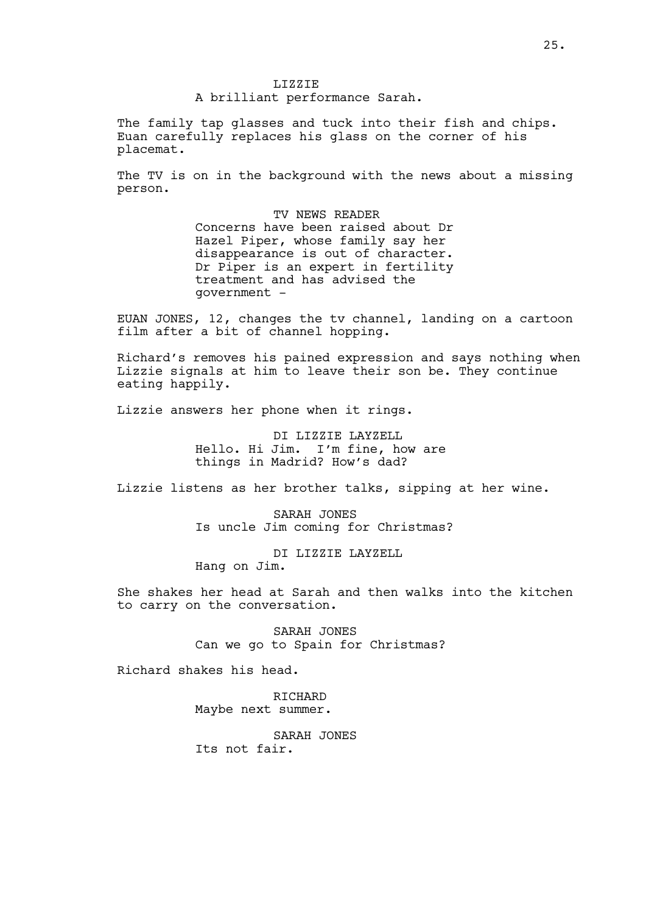LIZZIE
A brilliant performance Sarah.

The family tap glasses and tuck into their fish and chips. Euan carefully replaces his glass on the corner of his placemat.

The TV is on in the background with the news about a missing person.

TV NEWS READER
Concerns have been raised about Dr Hazel Piper, whose family say her disappearance is out of character. Dr Piper is an expert in fertility treatment and has advised the government -

EUAN JONES, 12, changes the tv channel, landing on a cartoon film after a bit of channel hopping.

Richard's removes his pained expression and says nothing when Lizzie signals at him to leave their son be. They continue eating happily.

Lizzie answers her phone when it rings.

DI LIZZIE LAYZELL
Hello. Hi Jim. I'm fine, how are things in Madrid? How's dad?

Lizzie listens as her brother talks, sipping at her wine.

SARAH JONES
Is uncle Jim coming for Christmas?

DI LIZZIE LAYZELL
Hang on Jim.

She shakes her head at Sarah and then walks into the kitchen to carry on the conversation.

SARAH JONES
Can we go to Spain for Christmas?

Richard shakes his head.

RICHARD
Maybe next summer.

SARAH JONES
Its not fair.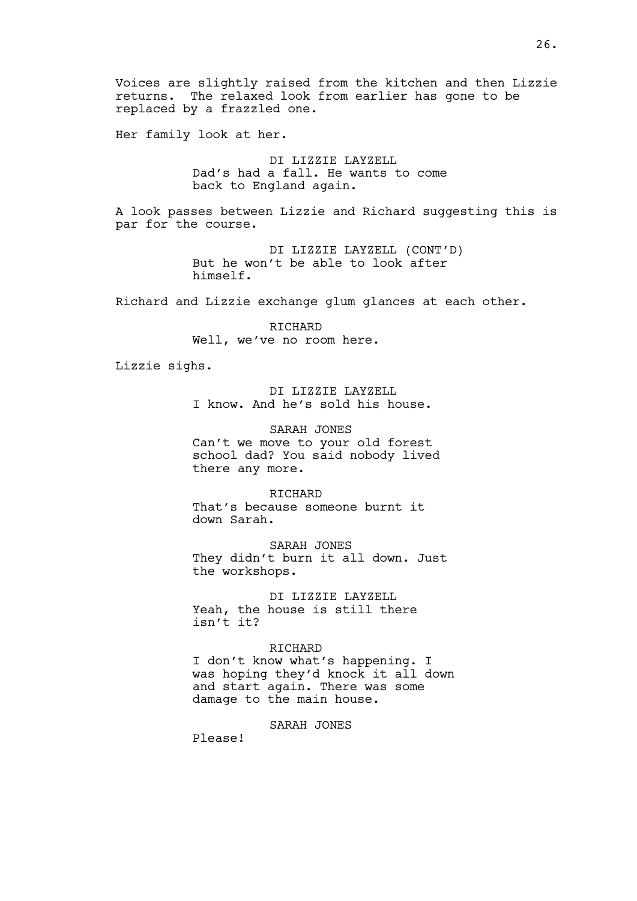Voices are slightly raised from the kitchen and then Lizzie returns. The relaxed look from earlier has gone to be replaced by a frazzled one.

Her family look at her.

DI LIZZIE LAYZELL
Dad's had a fall. He wants to come back to England again.

A look passes between Lizzie and Richard suggesting this is par for the course.

DI LIZZIE LAYZELL (CONT'D)
But he won't be able to look after himself.

Richard and Lizzie exchange glum glances at each other.

RICHARD
Well, we've no room here.

Lizzie sighs.

DI LIZZIE LAYZELL
I know. And he's sold his house.

SARAH JONES
Can't we move to your old forest school dad? You said nobody lived there any more.

RICHARD
That's because someone burnt it down Sarah.

SARAH JONES
They didn't burn it all down. Just the workshops.

DI LIZZIE LAYZELL
Yeah, the house is still there isn't it?

RICHARD
I don't know what's happening. I was hoping they'd knock it all down and start again. There was some damage to the main house.

SARAH JONES
Please!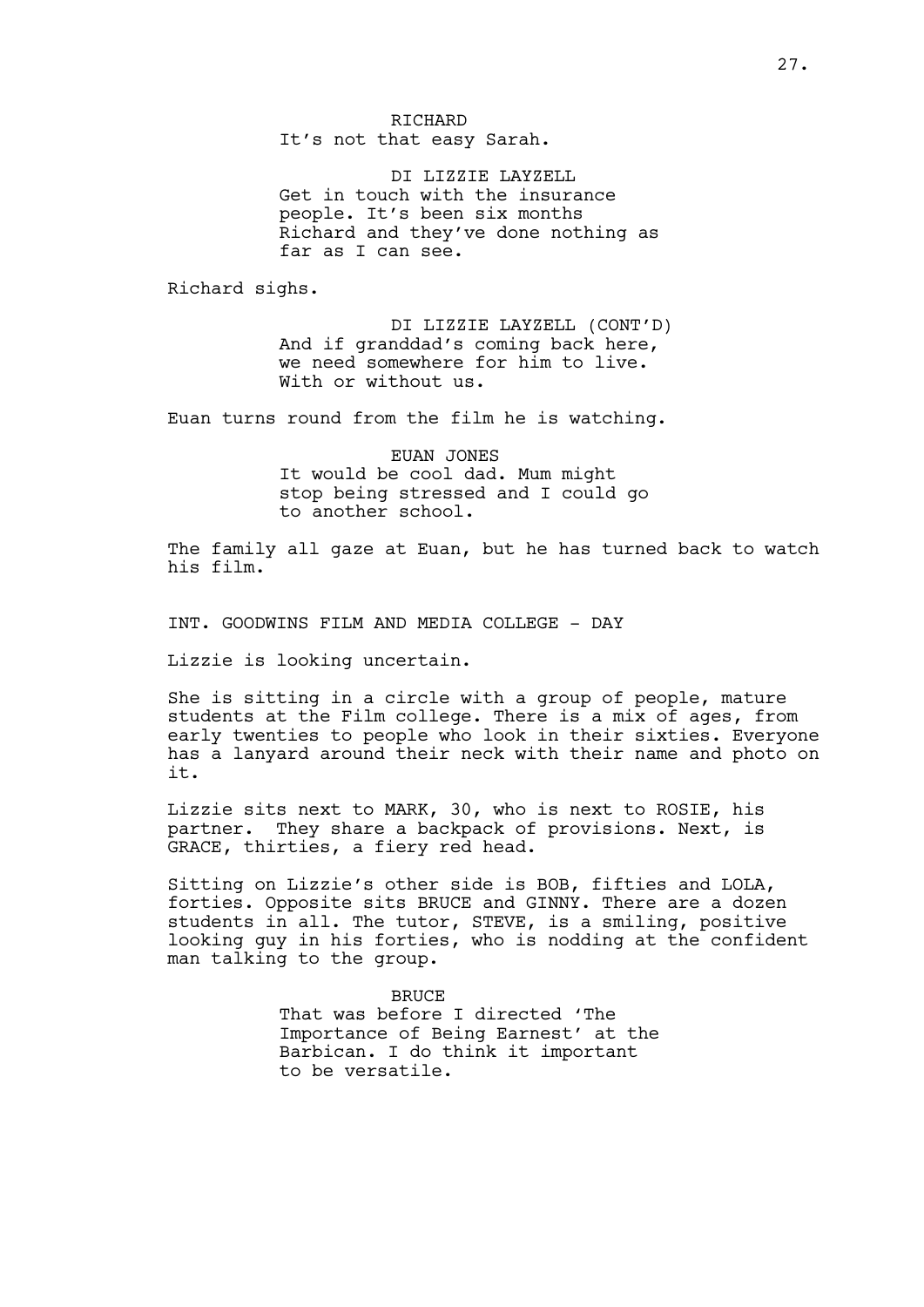RICHARD
It's not that easy Sarah.

DI LIZZIE LAYZELL
Get in touch with the insurance people. It's been six months Richard and they've done nothing as far as I can see.

Richard sighs.

DI LIZZIE LAYZELL (CONT'D)
And if granddad's coming back here, we need somewhere for him to live. With or without us.

Euan turns round from the film he is watching.

EUAN JONES
It would be cool dad. Mum might stop being stressed and I could go to another school.

The family all gaze at Euan, but he has turned back to watch his film.

INT. GOODWINS FILM AND MEDIA COLLEGE - DAY

Lizzie is looking uncertain.

She is sitting in a circle with a group of people, mature students at the Film college. There is a mix of ages, from early twenties to people who look in their sixties. Everyone has a lanyard around their neck with their name and photo on it.

Lizzie sits next to MARK, 30, who is next to ROSIE, his partner. They share a backpack of provisions. Next, is GRACE, thirties, a fiery red head.

Sitting on Lizzie's other side is BOB, fifties and LOLA, forties. Opposite sits BRUCE and GINNY. There are a dozen students in all. The tutor, STEVE, is a smiling, positive looking guy in his forties, who is nodding at the confident man talking to the group.

BRUCE
That was before I directed 'The Importance of Being Earnest' at the Barbican. I do think it important to be versatile.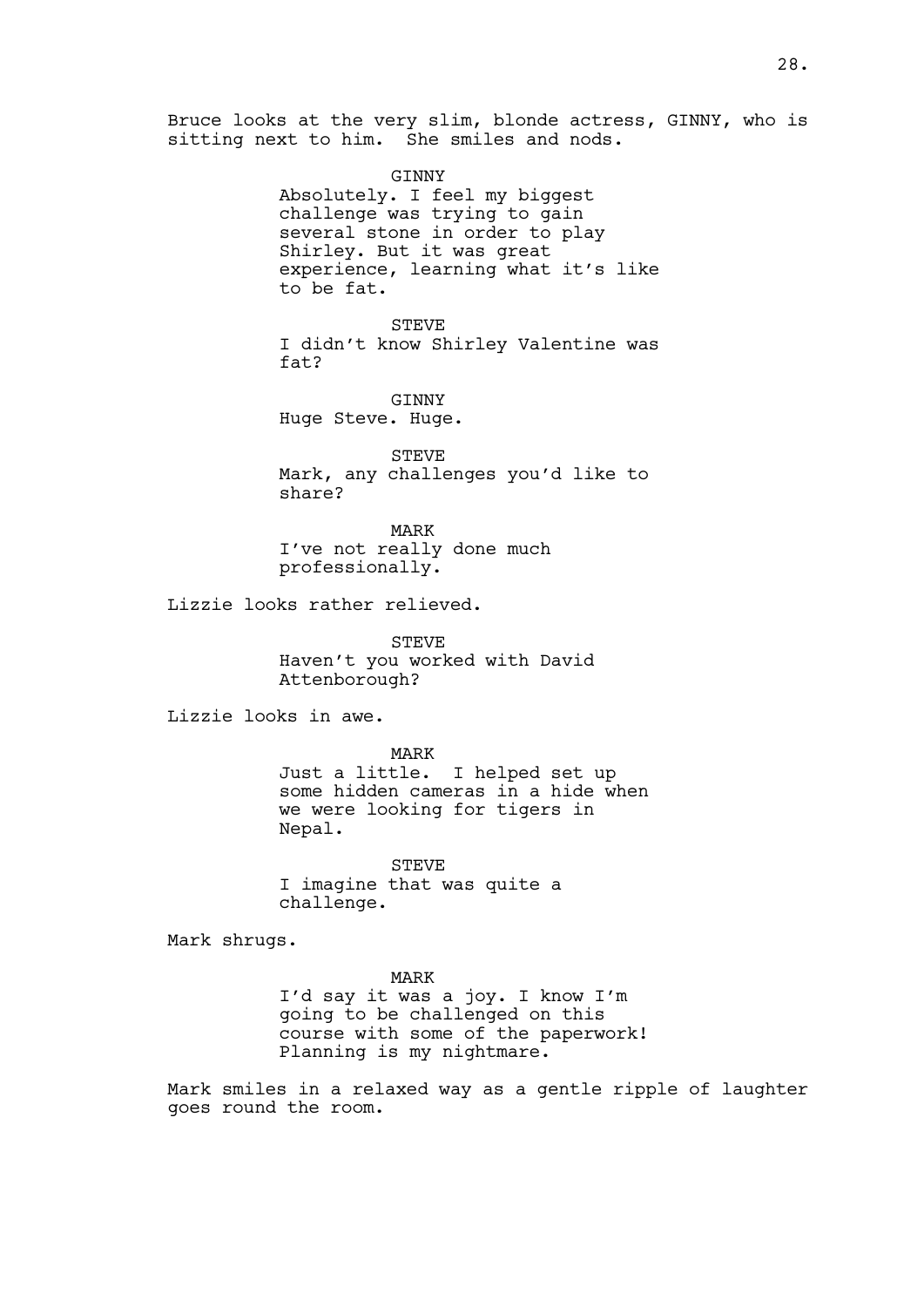Bruce looks at the very slim, blonde actress, GINNY, who is sitting next to him. She smiles and nods.

GINNY
Absolutely. I feel my biggest challenge was trying to gain several stone in order to play Shirley. But it was great experience, learning what it's like to be fat.

STEVE
I didn't know Shirley Valentine was fat?

GINNY
Huge Steve. Huge.

STEVE
Mark, any challenges you'd like to share?

MARK
I've not really done much professionally.

Lizzie looks rather relieved.

STEVE
Haven't you worked with David Attenborough?

Lizzie looks in awe.

MARK
Just a little. I helped set up some hidden cameras in a hide when we were looking for tigers in Nepal.

STEVE
I imagine that was quite a challenge.

Mark shrugs.

MARK
I'd say it was a joy. I know I'm going to be challenged on this course with some of the paperwork! Planning is my nightmare.

Mark smiles in a relaxed way as a gentle ripple of laughter goes round the room.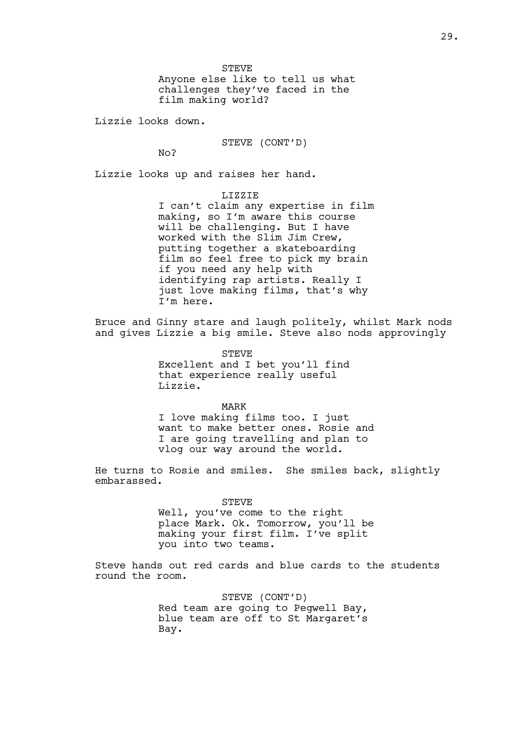STEVE

Anyone else like to tell us what challenges they've faced in the film making world?

Lizzie looks down.

STEVE (CONT'D)

No?

Lizzie looks up and raises her hand.

LIZZIE

I can't claim any expertise in film making, so I'm aware this course will be challenging. But I have worked with the Slim Jim Crew, putting together a skateboarding film so feel free to pick my brain if you need any help with identifying rap artists. Really I just love making films, that's why I'm here.

Bruce and Ginny stare and laugh politely, whilst Mark nods and gives Lizzie a big smile. Steve also nods approvingly

STEVE

Excellent and I bet you'll find that experience really useful Lizzie.

MARK

I love making films too. I just want to make better ones. Rosie and I are going travelling and plan to vlog our way around the world.

He turns to Rosie and smiles. She smiles back, slightly embarassed.

STEVE

Well, you've come to the right place Mark. Ok. Tomorrow, you'll be making your first film. I've split you into two teams.

Steve hands out red cards and blue cards to the students round the room.

STEVE (CONT'D)

Red team are going to Pegwell Bay, blue team are off to St Margaret's Bay.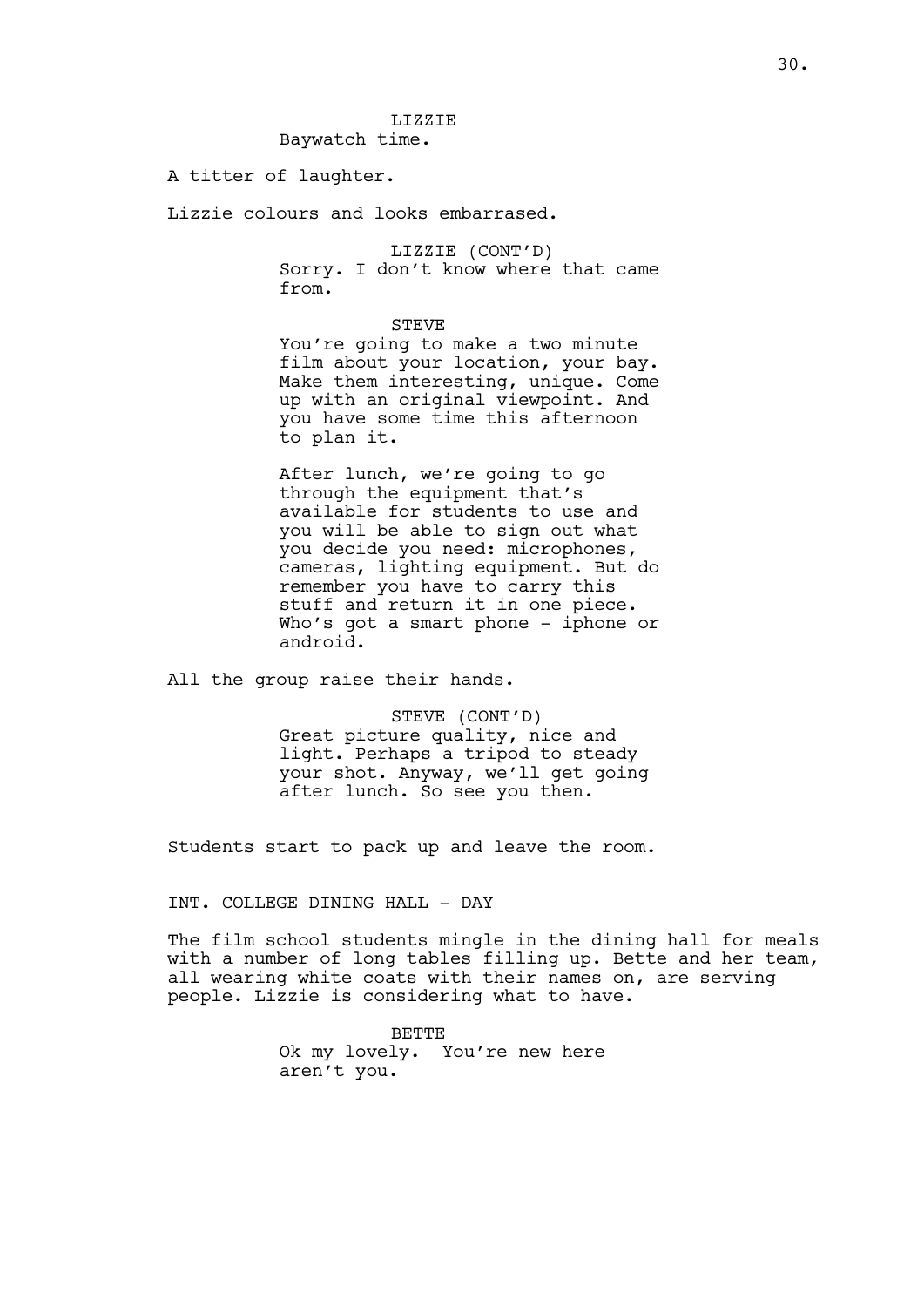LIZZIE
Baywatch time.

A titter of laughter.

Lizzie colours and looks embarrased.

LIZZIE (CONT'D)
Sorry. I don't know where that came from.

STEVE
You're going to make a two minute film about your location, your bay. Make them interesting, unique. Come up with an original viewpoint. And you have some time this afternoon to plan it.

After lunch, we're going to go through the equipment that's available for students to use and you will be able to sign out what you decide you need: microphones, cameras, lighting equipment. But do remember you have to carry this stuff and return it in one piece. Who's got a smart phone - iphone or android.

All the group raise their hands.

STEVE (CONT'D)
Great picture quality, nice and light. Perhaps a tripod to steady your shot. Anyway, we'll get going after lunch. So see you then.

Students start to pack up and leave the room.

INT. COLLEGE DINING HALL - DAY

The film school students mingle in the dining hall for meals with a number of long tables filling up. Bette and her team, all wearing white coats with their names on, are serving people. Lizzie is considering what to have.

BETTE
Ok my lovely. You're new here aren't you.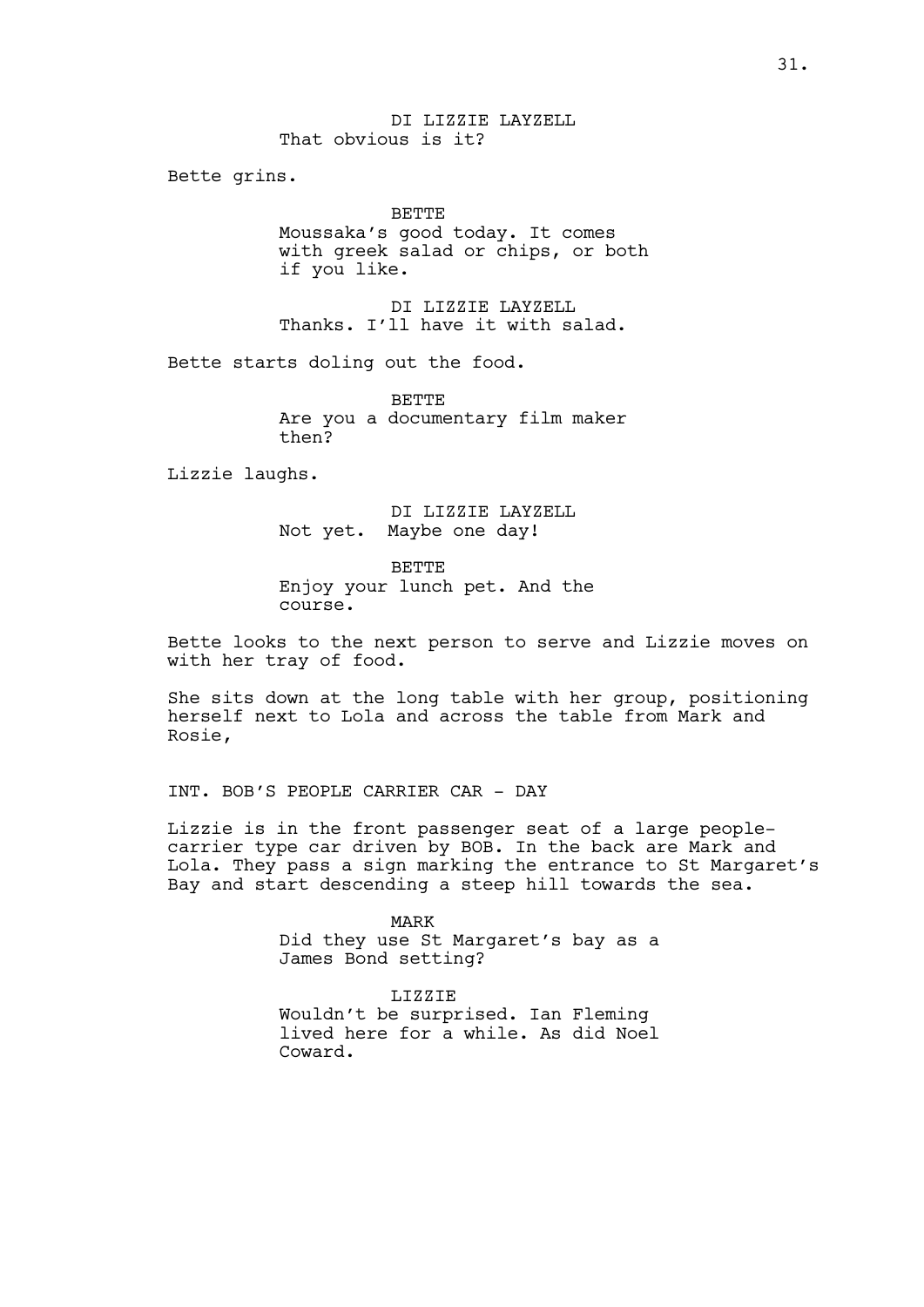DI LIZZIE LAYZELL
That obvious is it?

Bette grins.

BETTE
Moussaka's good today. It comes with greek salad or chips, or both if you like.

DI LIZZIE LAYZELL
Thanks. I'll have it with salad.

Bette starts doling out the food.

BETTE
Are you a documentary film maker then?

Lizzie laughs.

DI LIZZIE LAYZELL
Not yet. Maybe one day!

BETTE
Enjoy your lunch pet. And the course.

Bette looks to the next person to serve and Lizzie moves on with her tray of food.

She sits down at the long table with her group, positioning herself next to Lola and across the table from Mark and Rosie,

INT. BOB'S PEOPLE CARRIER CAR - DAY

Lizzie is in the front passenger seat of a large people-carrier type car driven by BOB. In the back are Mark and Lola. They pass a sign marking the entrance to St Margaret's Bay and start descending a steep hill towards the sea.

MARK
Did they use St Margaret's bay as a James Bond setting?

LIZZIE
Wouldn't be surprised. Ian Fleming lived here for a while. As did Noel Coward.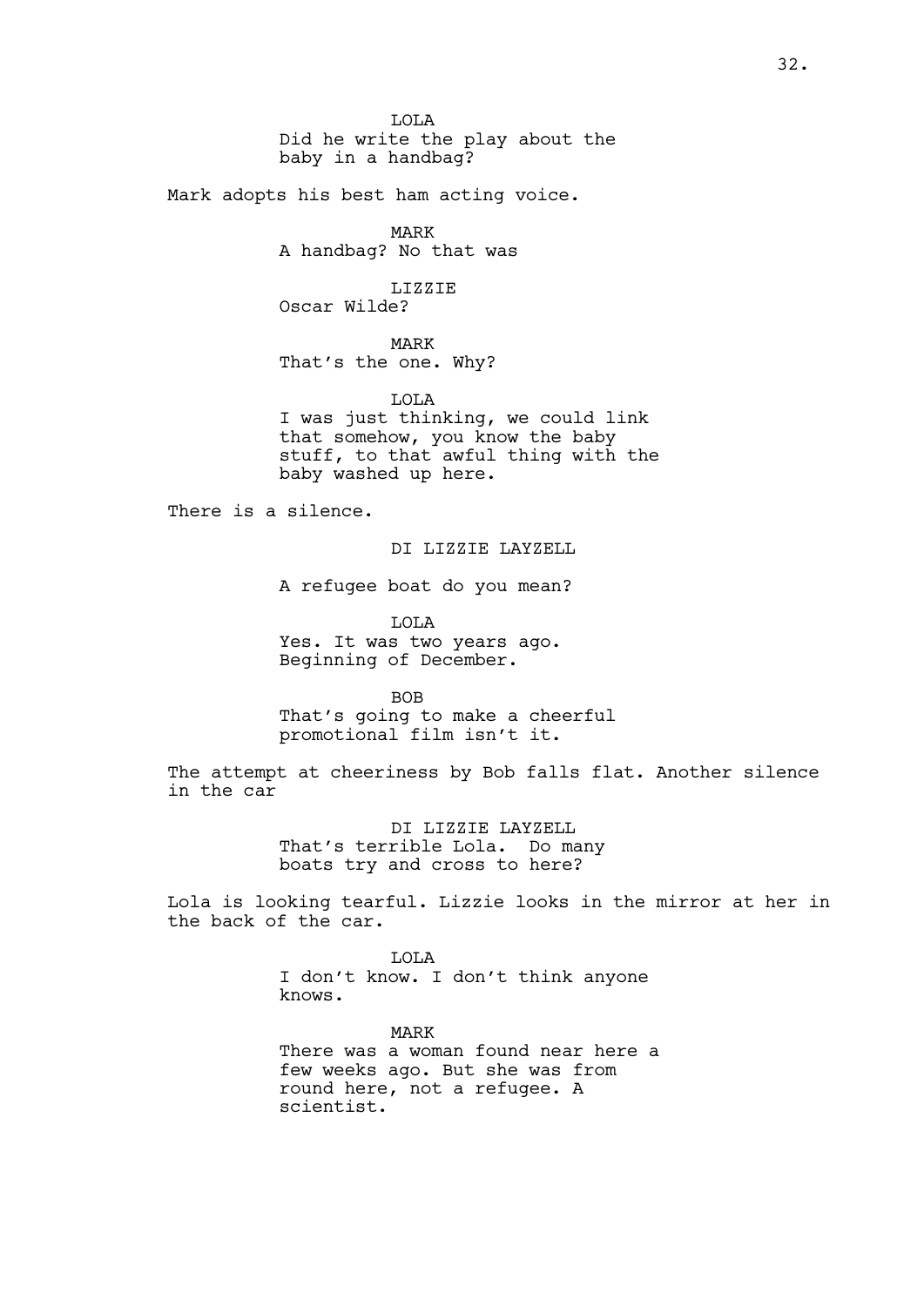LOLA
Did he write the play about the baby in a handbag?

Mark adopts his best ham acting voice.

MARK
A handbag? No that was

LIZZIE
Oscar Wilde?

MARK
That's the one. Why?

LOLA
I was just thinking, we could link that somehow, you know the baby stuff, to that awful thing with the baby washed up here.

There is a silence.

DI LIZZIE LAYZELL

A refugee boat do you mean?

LOLA
Yes. It was two years ago. Beginning of December.

BOB
That's going to make a cheerful promotional film isn't it.

The attempt at cheeriness by Bob falls flat. Another silence in the car

DI LIZZIE LAYZELL
That's terrible Lola. Do many boats try and cross to here?

Lola is looking tearful. Lizzie looks in the mirror at her in the back of the car.

LOLA
I don't know. I don't think anyone knows.

MARK
There was a woman found near here a few weeks ago. But she was from round here, not a refugee. A scientist.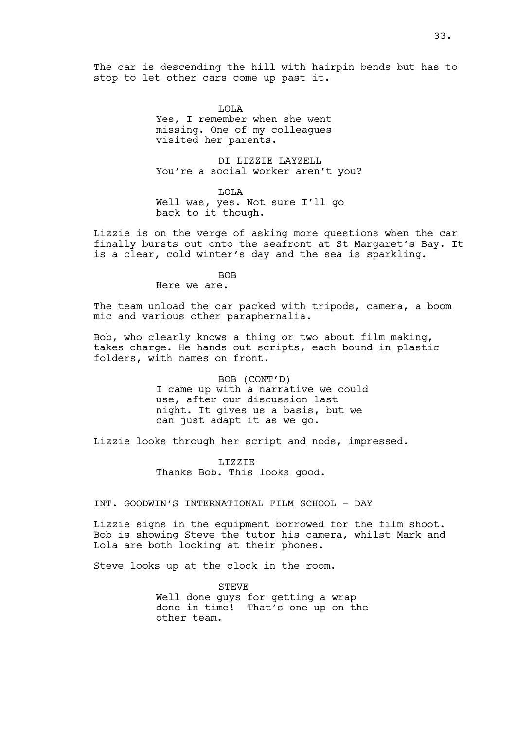The car is descending the hill with hairpin bends but has to stop to let other cars come up past it.

LOLA
Yes, I remember when she went missing. One of my colleagues visited her parents.

DI LIZZIE LAYZELL
You're a social worker aren't you?

LOLA
Well was, yes. Not sure I'll go back to it though.

Lizzie is on the verge of asking more questions when the car finally bursts out onto the seafront at St Margaret's Bay. It is a clear, cold winter's day and the sea is sparkling.

BOB
Here we are.

The team unload the car packed with tripods, camera, a boom mic and various other paraphernalia.

Bob, who clearly knows a thing or two about film making, takes charge. He hands out scripts, each bound in plastic folders, with names on front.

BOB (CONT'D)
I came up with a narrative we could use, after our discussion last night. It gives us a basis, but we can just adapt it as we go.

Lizzie looks through her script and nods, impressed.

LIZZIE
Thanks Bob. This looks good.

INT. GOODWIN'S INTERNATIONAL FILM SCHOOL - DAY

Lizzie signs in the equipment borrowed for the film shoot. Bob is showing Steve the tutor his camera, whilst Mark and Lola are both looking at their phones.

Steve looks up at the clock in the room.

STEVE
Well done guys for getting a wrap done in time! That's one up on the other team.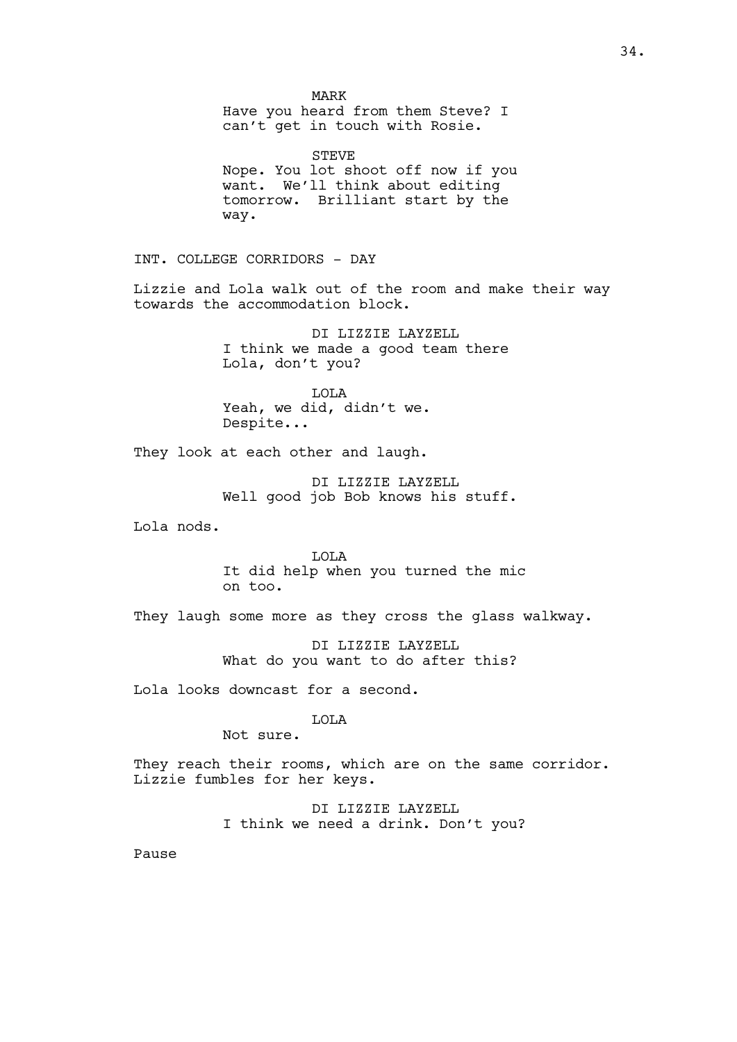MARK

Have you heard from them Steve? I can't get in touch with Rosie.

STEVE

Nope. You lot shoot off now if you want. We'll think about editing tomorrow. Brilliant start by the way.

INT. COLLEGE CORRIDORS - DAY

Lizzie and Lola walk out of the room and make their way towards the accommodation block.

DI LIZZIE LAYZELL

I think we made a good team there Lola, don't you?

LOLA

Yeah, we did, didn't we. Despite...

They look at each other and laugh.

DI LIZZIE LAYZELL

Well good job Bob knows his stuff.

Lola nods.

LOLA

It did help when you turned the mic on too.

They laugh some more as they cross the glass walkway.

DI LIZZIE LAYZELL

What do you want to do after this?

Lola looks downcast for a second.

LOLA

Not sure.

They reach their rooms, which are on the same corridor. Lizzie fumbles for her keys.

DI LIZZIE LAYZELL

I think we need a drink. Don't you?

Pause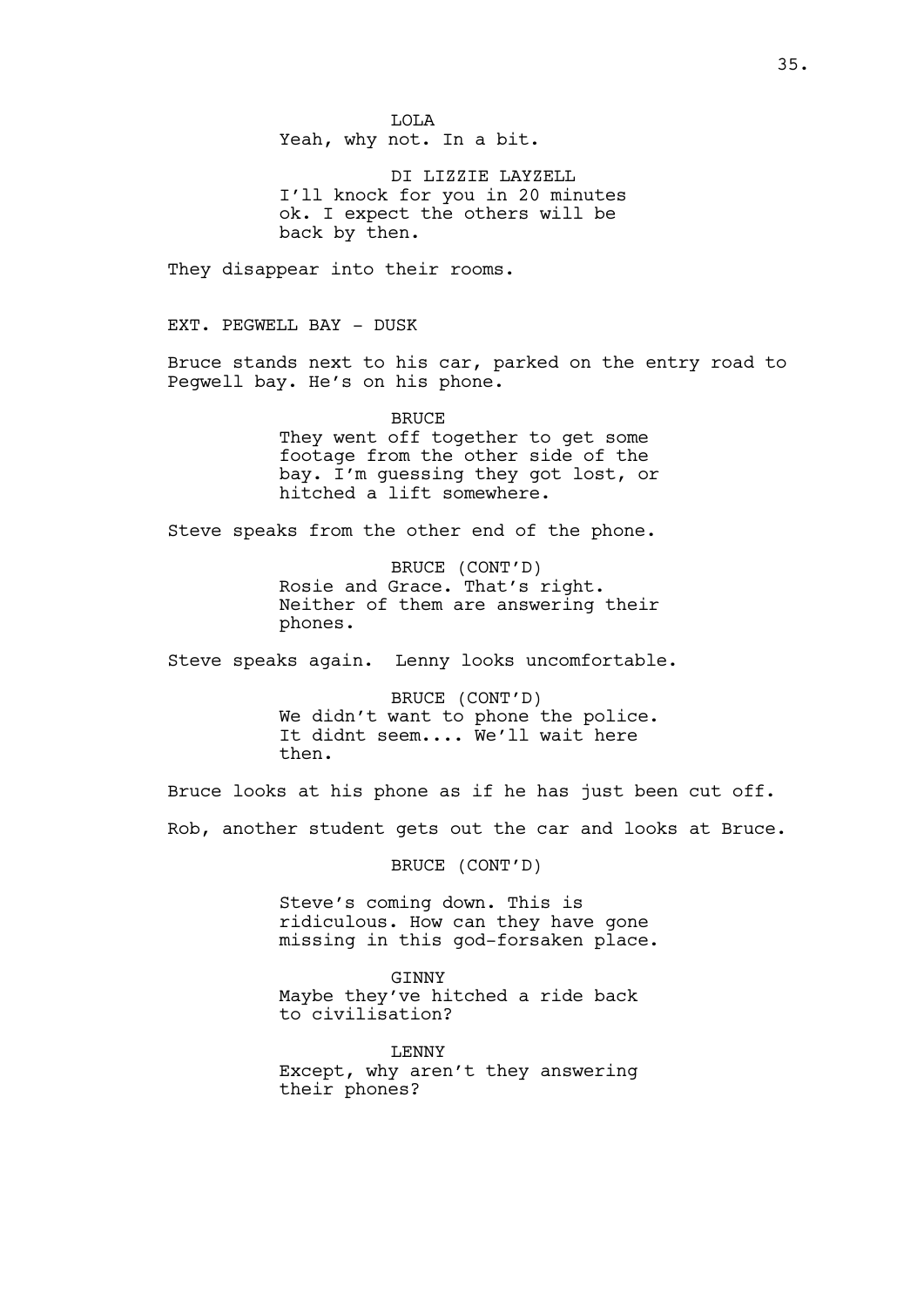LOLA
Yeah, why not. In a bit.

DI LIZZIE LAYZELL
I'll knock for you in 20 minutes ok. I expect the others will be back by then.

They disappear into their rooms.

EXT. PEGWELL BAY - DUSK

Bruce stands next to his car, parked on the entry road to Pegwell bay. He's on his phone.

BRUCE
They went off together to get some footage from the other side of the bay. I'm guessing they got lost, or hitched a lift somewhere.

Steve speaks from the other end of the phone.

BRUCE (CONT'D)
Rosie and Grace. That's right. Neither of them are answering their phones.

Steve speaks again. Lenny looks uncomfortable.

BRUCE (CONT'D)
We didn't want to phone the police. It didnt seem.... We'll wait here then.

Bruce looks at his phone as if he has just been cut off.

Rob, another student gets out the car and looks at Bruce.

BRUCE (CONT'D)

Steve's coming down. This is ridiculous. How can they have gone missing in this god-forsaken place.

GINNY
Maybe they've hitched a ride back to civilisation?

LENNY
Except, why aren't they answering their phones?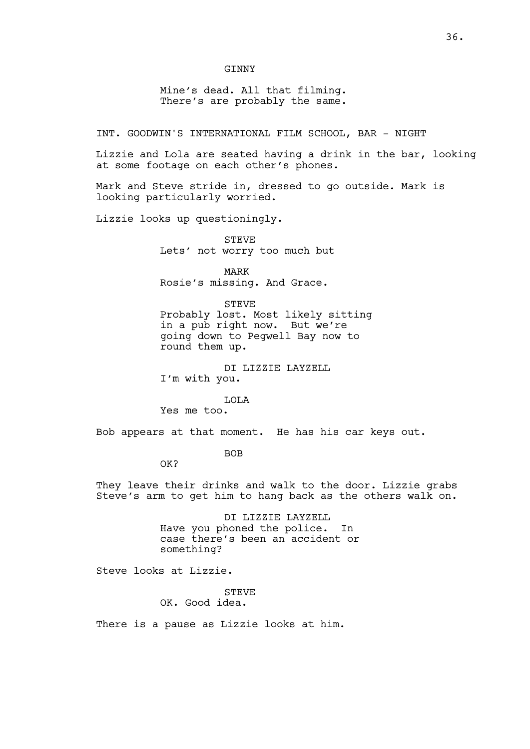GINNY

Mine's dead. All that filming. There's are probably the same.

INT. GOODWIN'S INTERNATIONAL FILM SCHOOL, BAR - NIGHT

Lizzie and Lola are seated having a drink in the bar, looking at some footage on each other's phones.

Mark and Steve stride in, dressed to go outside. Mark is looking particularly worried.

Lizzie looks up questioningly.

STEVE

Lets' not worry too much but

MARK

Rosie's missing. And Grace.

STEVE

Probably lost. Most likely sitting in a pub right now. But we're going down to Pegwell Bay now to round them up.

DI LIZZIE LAYZELL

I'm with you.

LOLA

Yes me too.

Bob appears at that moment. He has his car keys out.

BOB

OK?

They leave their drinks and walk to the door. Lizzie grabs Steve's arm to get him to hang back as the others walk on.

DI LIZZIE LAYZELL

Have you phoned the police. In case there's been an accident or something?

Steve looks at Lizzie.

STEVE

OK. Good idea.

There is a pause as Lizzie looks at him.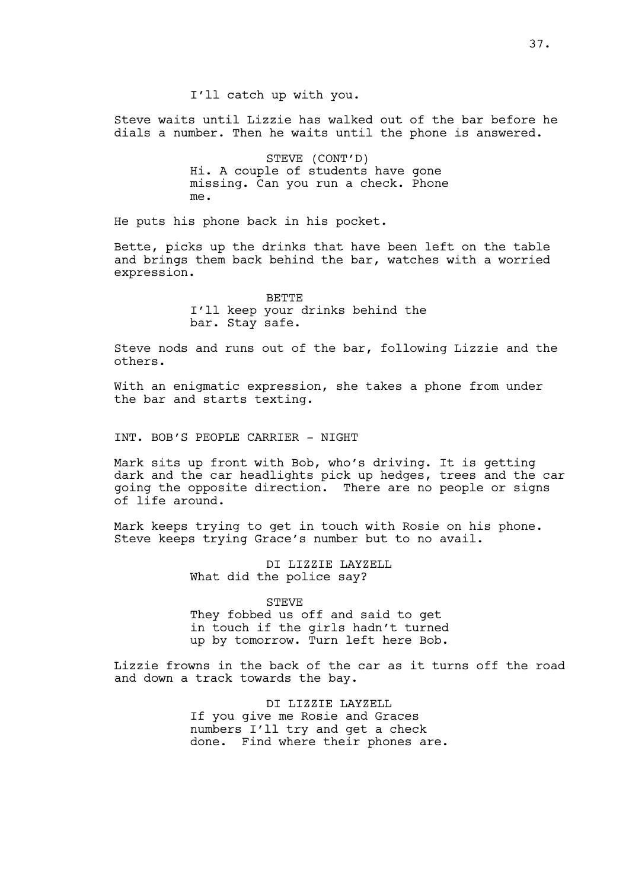I'll catch up with you.

Steve waits until Lizzie has walked out of the bar before he dials a number. Then he waits until the phone is answered.

STEVE (CONT'D)
Hi. A couple of students have gone missing. Can you run a check. Phone me.

He puts his phone back in his pocket.

Bette, picks up the drinks that have been left on the table and brings them back behind the bar, watches with a worried expression.

BETTE
I'll keep your drinks behind the bar. Stay safe.

Steve nods and runs out of the bar, following Lizzie and the others.

With an enigmatic expression, she takes a phone from under the bar and starts texting.

INT. BOB'S PEOPLE CARRIER - NIGHT

Mark sits up front with Bob, who's driving. It is getting dark and the car headlights pick up hedges, trees and the car going the opposite direction. There are no people or signs of life around.

Mark keeps trying to get in touch with Rosie on his phone. Steve keeps trying Grace's number but to no avail.

DI LIZZIE LAYZELL
What did the police say?

STEVE
They fobbed us off and said to get in touch if the girls hadn't turned up by tomorrow. Turn left here Bob.

Lizzie frowns in the back of the car as it turns off the road and down a track towards the bay.

DI LIZZIE LAYZELL
If you give me Rosie and Graces numbers I'll try and get a check done. Find where their phones are.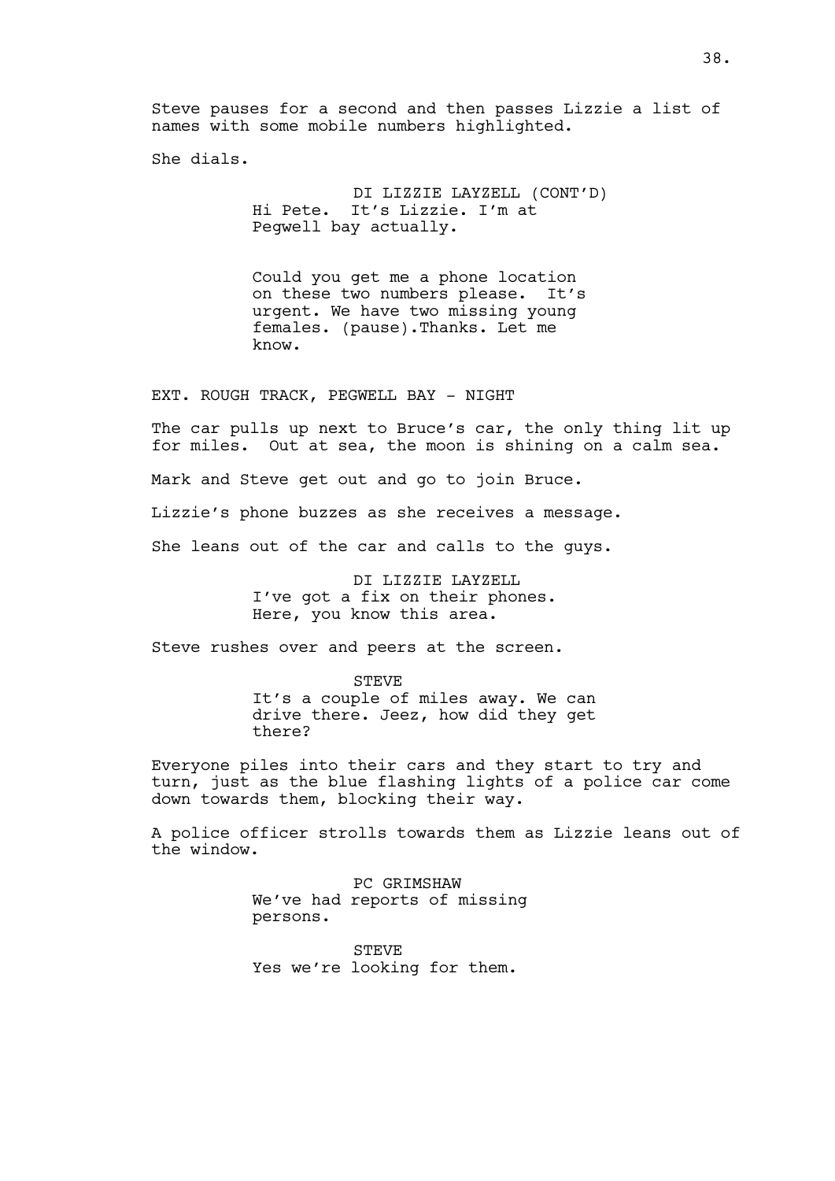Steve pauses for a second and then passes Lizzie a list of names with some mobile numbers highlighted.

She dials.

DI LIZZIE LAYZELL (CONT'D)
Hi Pete. It's Lizzie. I'm at Pegwell bay actually.

Could you get me a phone location on these two numbers please. It's urgent. We have two missing young females. (pause).Thanks. Let me know.

EXT. ROUGH TRACK, PEGWELL BAY - NIGHT

The car pulls up next to Bruce's car, the only thing lit up for miles. Out at sea, the moon is shining on a calm sea.

Mark and Steve get out and go to join Bruce.

Lizzie's phone buzzes as she receives a message.

She leans out of the car and calls to the guys.

DI LIZZIE LAYZELL
I've got a fix on their phones. Here, you know this area.

Steve rushes over and peers at the screen.

STEVE
It's a couple of miles away. We can drive there. Jeez, how did they get there?

Everyone piles into their cars and they start to try and turn, just as the blue flashing lights of a police car come down towards them, blocking their way.

A police officer strolls towards them as Lizzie leans out of the window.

PC GRIMSHAW
We've had reports of missing persons.

STEVE
Yes we're looking for them.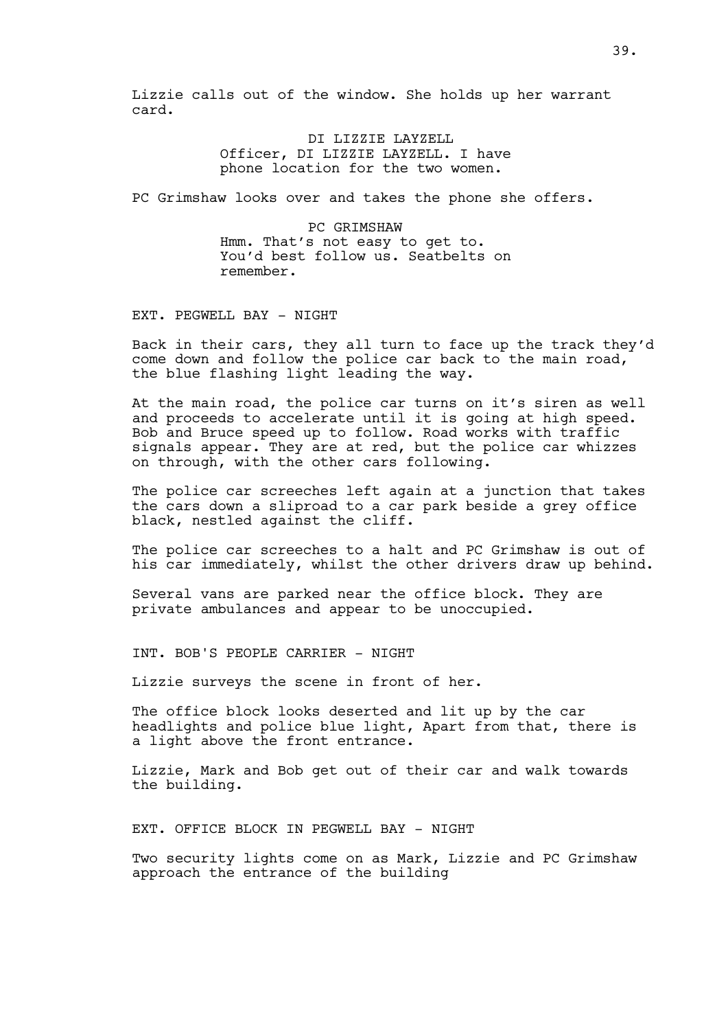Lizzie calls out of the window. She holds up her warrant card.

DI LIZZIE LAYZELL
Officer, DI LIZZIE LAYZELL. I have phone location for the two women.

PC Grimshaw looks over and takes the phone she offers.

PC GRIMSHAW
Hmm. That's not easy to get to. You'd best follow us. Seatbelts on remember.

EXT. PEGWELL BAY - NIGHT

Back in their cars, they all turn to face up the track they'd come down and follow the police car back to the main road, the blue flashing light leading the way.

At the main road, the police car turns on it's siren as well and proceeds to accelerate until it is going at high speed. Bob and Bruce speed up to follow. Road works with traffic signals appear. They are at red, but the police car whizzes on through, with the other cars following.

The police car screeches left again at a junction that takes the cars down a sliproad to a car park beside a grey office black, nestled against the cliff.

The police car screeches to a halt and PC Grimshaw is out of his car immediately, whilst the other drivers draw up behind.

Several vans are parked near the office block. They are private ambulances and appear to be unoccupied.

INT. BOB'S PEOPLE CARRIER - NIGHT

Lizzie surveys the scene in front of her.

The office block looks deserted and lit up by the car headlights and police blue light, Apart from that, there is a light above the front entrance.

Lizzie, Mark and Bob get out of their car and walk towards the building.

EXT. OFFICE BLOCK IN PEGWELL BAY - NIGHT

Two security lights come on as Mark, Lizzie and PC Grimshaw approach the entrance of the building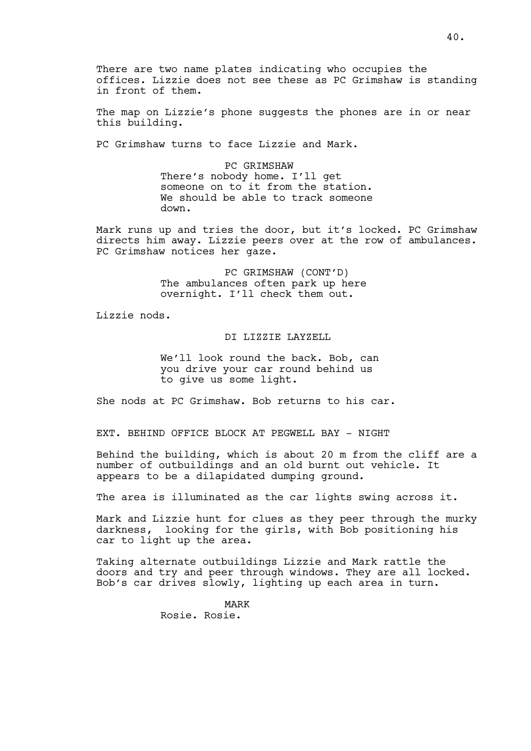There are two name plates indicating who occupies the offices. Lizzie does not see these as PC Grimshaw is standing in front of them.

The map on Lizzie's phone suggests the phones are in or near this building.

PC Grimshaw turns to face Lizzie and Mark.

PC GRIMSHAW
There's nobody home. I'll get someone on to it from the station. We should be able to track someone down.

Mark runs up and tries the door, but it's locked. PC Grimshaw directs him away. Lizzie peers over at the row of ambulances. PC Grimshaw notices her gaze.

PC GRIMSHAW (CONT'D)
The ambulances often park up here overnight. I'll check them out.

Lizzie nods.

DI LIZZIE LAYZELL

We'll look round the back. Bob, can you drive your car round behind us to give us some light.

She nods at PC Grimshaw. Bob returns to his car.

EXT. BEHIND OFFICE BLOCK AT PEGWELL BAY - NIGHT

Behind the building, which is about 20 m from the cliff are a number of outbuildings and an old burnt out vehicle. It appears to be a dilapidated dumping ground.

The area is illuminated as the car lights swing across it.

Mark and Lizzie hunt for clues as they peer through the murky darkness, looking for the girls, with Bob positioning his car to light up the area.

Taking alternate outbuildings Lizzie and Mark rattle the doors and try and peer through windows. They are all locked. Bob's car drives slowly, lighting up each area in turn.

MARK
Rosie. Rosie.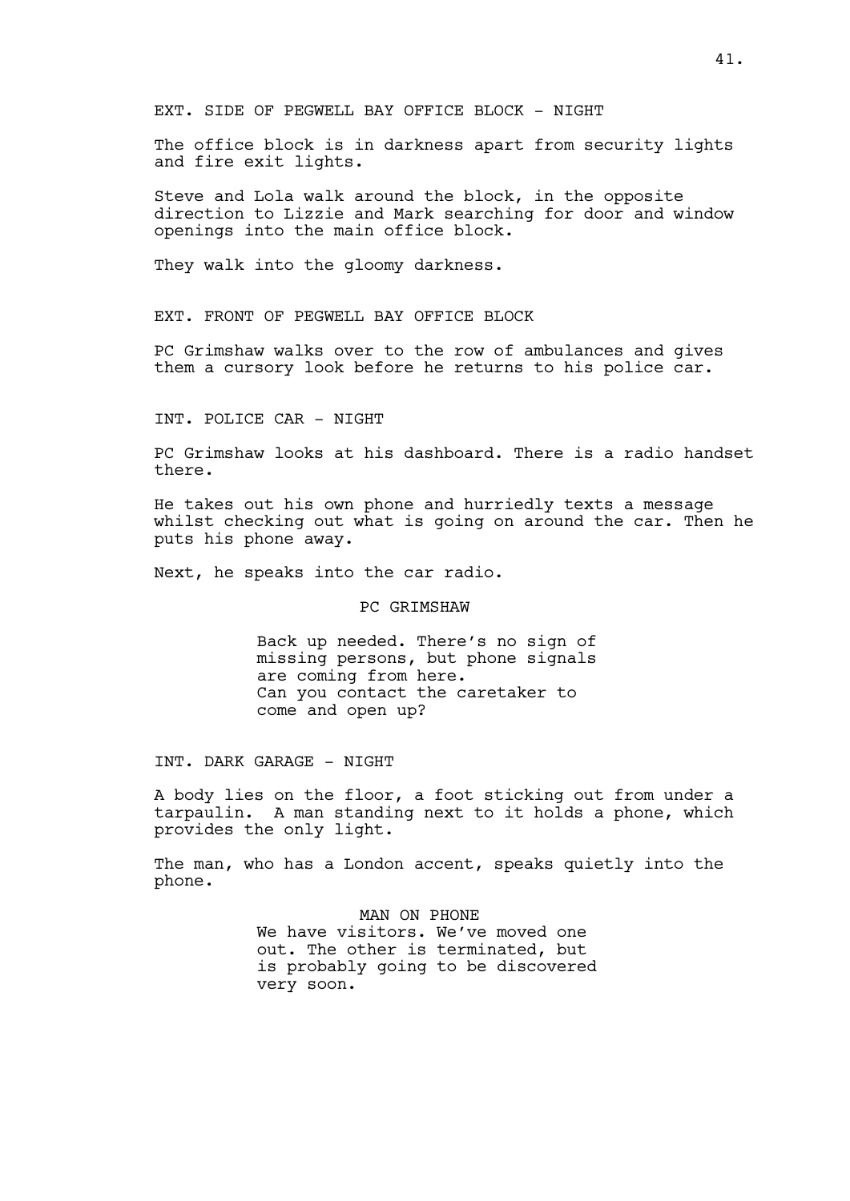EXT. SIDE OF PEGWELL BAY OFFICE BLOCK - NIGHT

The office block is in darkness apart from security lights and fire exit lights.

Steve and Lola walk around the block, in the opposite direction to Lizzie and Mark searching for door and window openings into the main office block.

They walk into the gloomy darkness.

EXT. FRONT OF PEGWELL BAY OFFICE BLOCK

PC Grimshaw walks over to the row of ambulances and gives them a cursory look before he returns to his police car.

INT. POLICE CAR - NIGHT

PC Grimshaw looks at his dashboard. There is a radio handset there.

He takes out his own phone and hurriedly texts a message whilst checking out what is going on around the car. Then he puts his phone away.

Next, he speaks into the car radio.

PC GRIMSHAW

Back up needed. There's no sign of missing persons, but phone signals are coming from here.
Can you contact the caretaker to come and open up?

INT. DARK GARAGE - NIGHT

A body lies on the floor, a foot sticking out from under a tarpaulin. A man standing next to it holds a phone, which provides the only light.

The man, who has a London accent, speaks quietly into the phone.

MAN ON PHONE

We have visitors. We've moved one out. The other is terminated, but is probably going to be discovered very soon.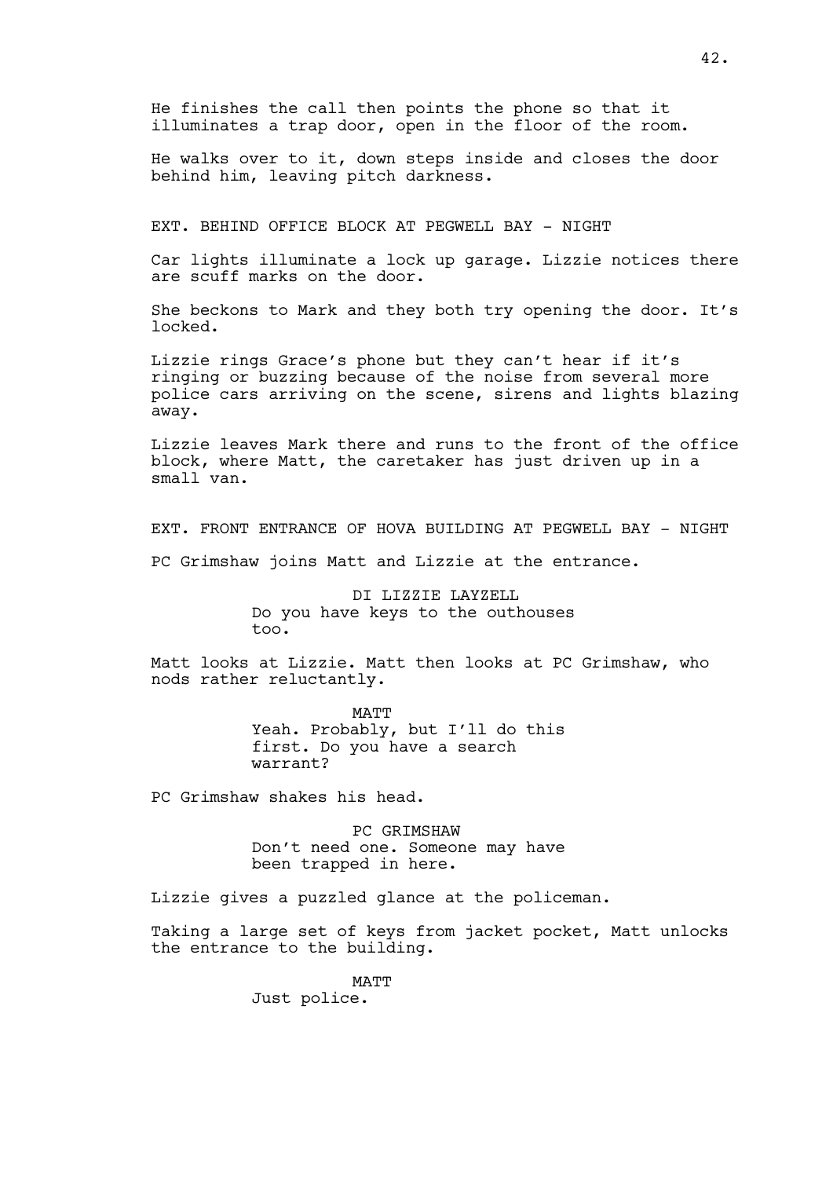He finishes the call then points the phone so that it illuminates a trap door, open in the floor of the room.

He walks over to it, down steps inside and closes the door behind him, leaving pitch darkness.

EXT. BEHIND OFFICE BLOCK AT PEGWELL BAY - NIGHT

Car lights illuminate a lock up garage. Lizzie notices there are scuff marks on the door.

She beckons to Mark and they both try opening the door. It's locked.

Lizzie rings Grace's phone but they can't hear if it's ringing or buzzing because of the noise from several more police cars arriving on the scene, sirens and lights blazing away.

Lizzie leaves Mark there and runs to the front of the office block, where Matt, the caretaker has just driven up in a small van.

EXT. FRONT ENTRANCE OF HOVA BUILDING AT PEGWELL BAY - NIGHT

PC Grimshaw joins Matt and Lizzie at the entrance.

DI LIZZIE LAYZELL
Do you have keys to the outhouses too.

Matt looks at Lizzie. Matt then looks at PC Grimshaw, who nods rather reluctantly.

MATT
Yeah. Probably, but I'll do this first. Do you have a search warrant?

PC Grimshaw shakes his head.

PC GRIMSHAW
Don't need one. Someone may have been trapped in here.

Lizzie gives a puzzled glance at the policeman.

Taking a large set of keys from jacket pocket, Matt unlocks the entrance to the building.

MATT
Just police.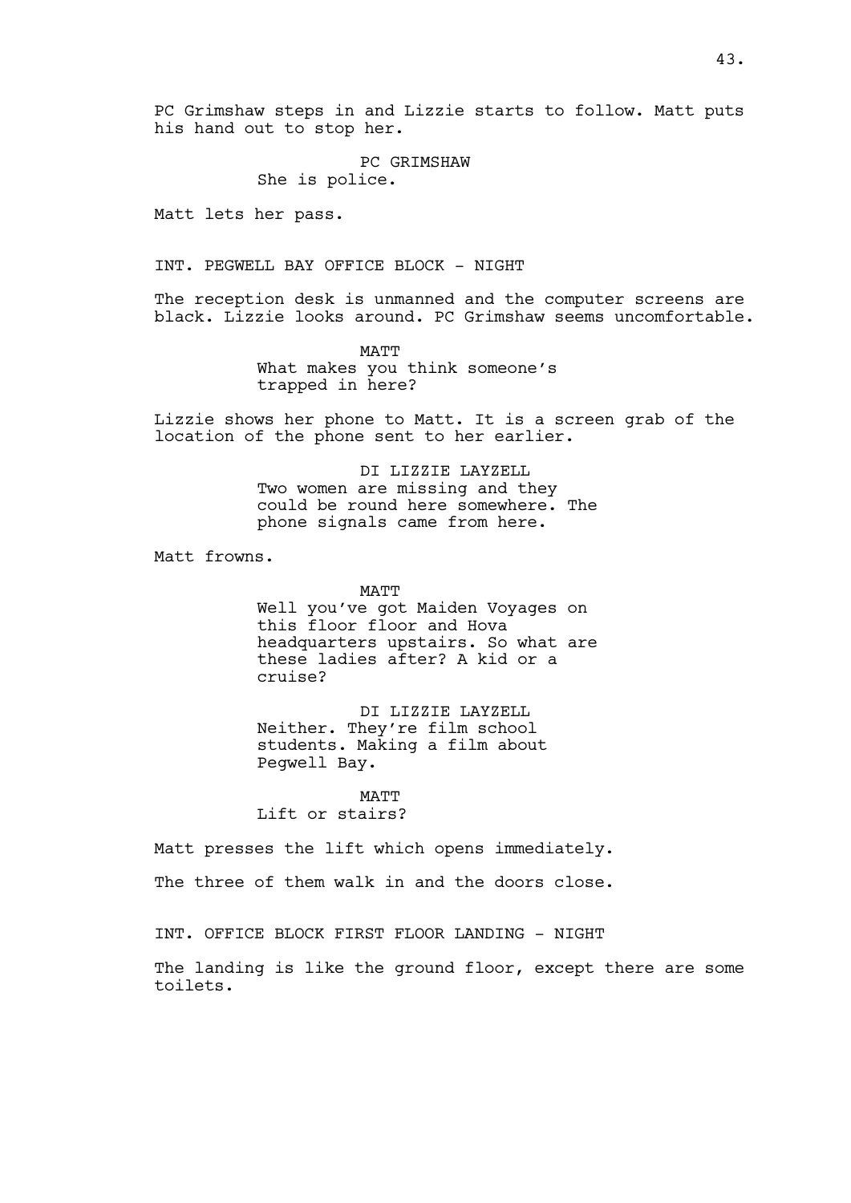PC Grimshaw steps in and Lizzie starts to follow. Matt puts his hand out to stop her.

PC GRIMSHAW
She is police.

Matt lets her pass.

INT. PEGWELL BAY OFFICE BLOCK - NIGHT

The reception desk is unmanned and the computer screens are black. Lizzie looks around. PC Grimshaw seems uncomfortable.

MATT
What makes you think someone's trapped in here?

Lizzie shows her phone to Matt. It is a screen grab of the location of the phone sent to her earlier.

DI LIZZIE LAYZELL
Two women are missing and they could be round here somewhere. The phone signals came from here.

Matt frowns.

MATT
Well you've got Maiden Voyages on this floor floor and Hova headquarters upstairs. So what are these ladies after? A kid or a cruise?

DI LIZZIE LAYZELL
Neither. They're film school students. Making a film about Pegwell Bay.

MATT
Lift or stairs?

Matt presses the lift which opens immediately.

The three of them walk in and the doors close.

INT. OFFICE BLOCK FIRST FLOOR LANDING - NIGHT

The landing is like the ground floor, except there are some toilets.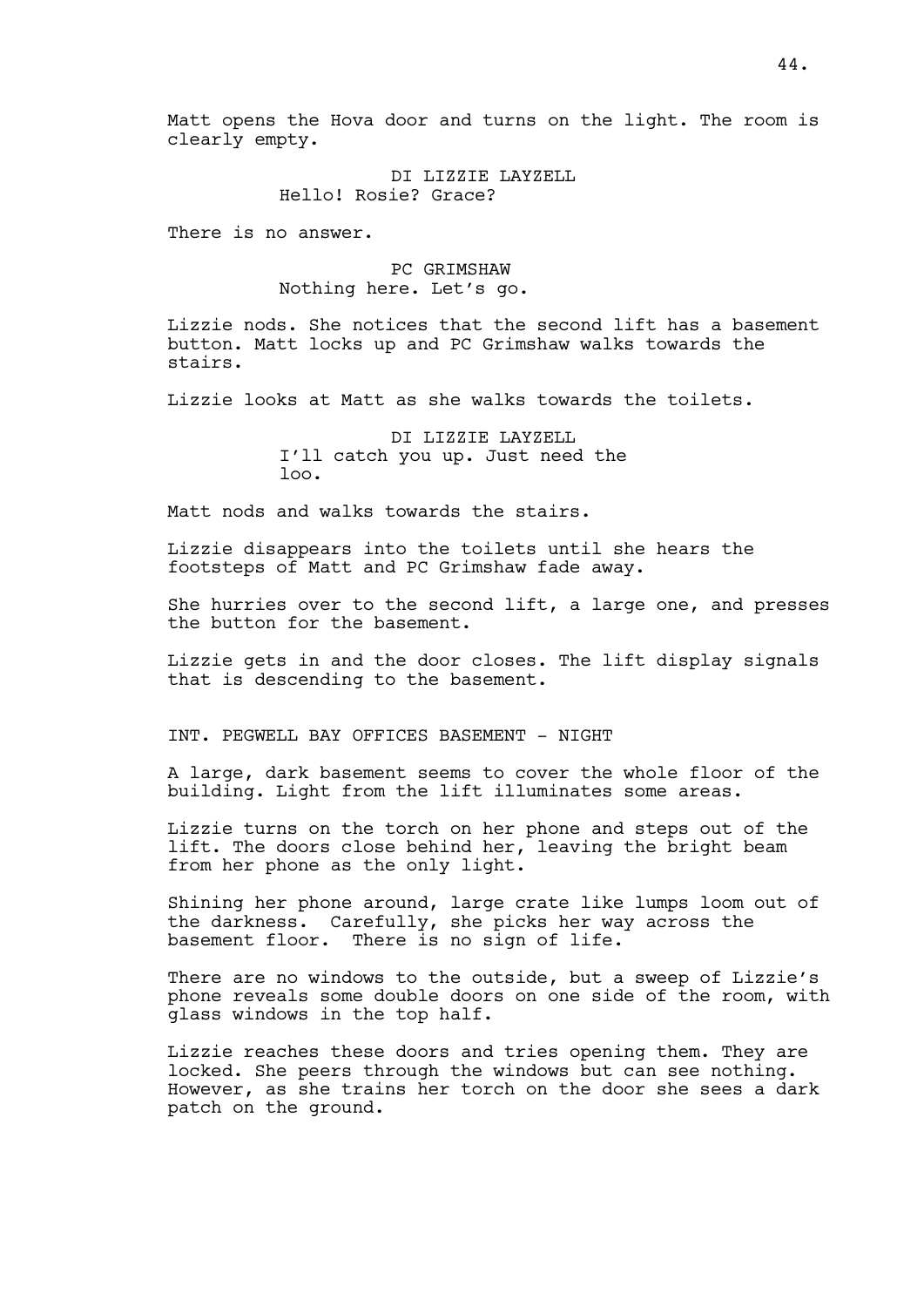Matt opens the Hova door and turns on the light. The room is clearly empty.

DI LIZZIE LAYZELL
Hello! Rosie? Grace?

There is no answer.

PC GRIMSHAW
Nothing here. Let's go.

Lizzie nods. She notices that the second lift has a basement button. Matt locks up and PC Grimshaw walks towards the stairs.

Lizzie looks at Matt as she walks towards the toilets.

DI LIZZIE LAYZELL
I'll catch you up. Just need the loo.

Matt nods and walks towards the stairs.

Lizzie disappears into the toilets until she hears the footsteps of Matt and PC Grimshaw fade away.

She hurries over to the second lift, a large one, and presses the button for the basement.

Lizzie gets in and the door closes. The lift display signals that is descending to the basement.

INT. PEGWELL BAY OFFICES BASEMENT - NIGHT

A large, dark basement seems to cover the whole floor of the building. Light from the lift illuminates some areas.

Lizzie turns on the torch on her phone and steps out of the lift. The doors close behind her, leaving the bright beam from her phone as the only light.

Shining her phone around, large crate like lumps loom out of the darkness. Carefully, she picks her way across the basement floor. There is no sign of life.

There are no windows to the outside, but a sweep of Lizzie's phone reveals some double doors on one side of the room, with glass windows in the top half.

Lizzie reaches these doors and tries opening them. They are locked. She peers through the windows but can see nothing. However, as she trains her torch on the door she sees a dark patch on the ground.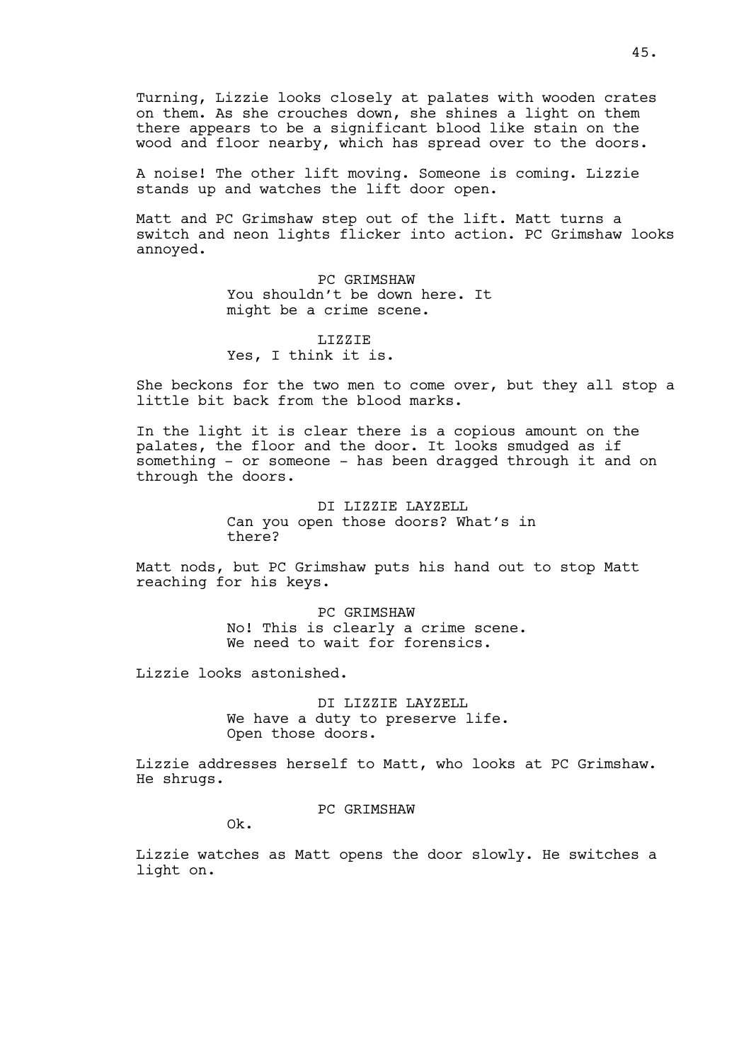Turning, Lizzie looks closely at palates with wooden crates on them. As she crouches down, she shines a light on them there appears to be a significant blood like stain on the wood and floor nearby, which has spread over to the doors.

A noise! The other lift moving. Someone is coming. Lizzie stands up and watches the lift door open.

Matt and PC Grimshaw step out of the lift. Matt turns a switch and neon lights flicker into action. PC Grimshaw looks annoyed.

PC GRIMSHAW
You shouldn't be down here. It might be a crime scene.

LIZZIE
Yes, I think it is.

She beckons for the two men to come over, but they all stop a little bit back from the blood marks.

In the light it is clear there is a copious amount on the palates, the floor and the door. It looks smudged as if something - or someone - has been dragged through it and on through the doors.

DI LIZZIE LAYZELL
Can you open those doors? What's in there?

Matt nods, but PC Grimshaw puts his hand out to stop Matt reaching for his keys.

PC GRIMSHAW
No! This is clearly a crime scene. We need to wait for forensics.

Lizzie looks astonished.

DI LIZZIE LAYZELL
We have a duty to preserve life. Open those doors.

Lizzie addresses herself to Matt, who looks at PC Grimshaw. He shrugs.

PC GRIMSHAW
Ok.

Lizzie watches as Matt opens the door slowly. He switches a light on.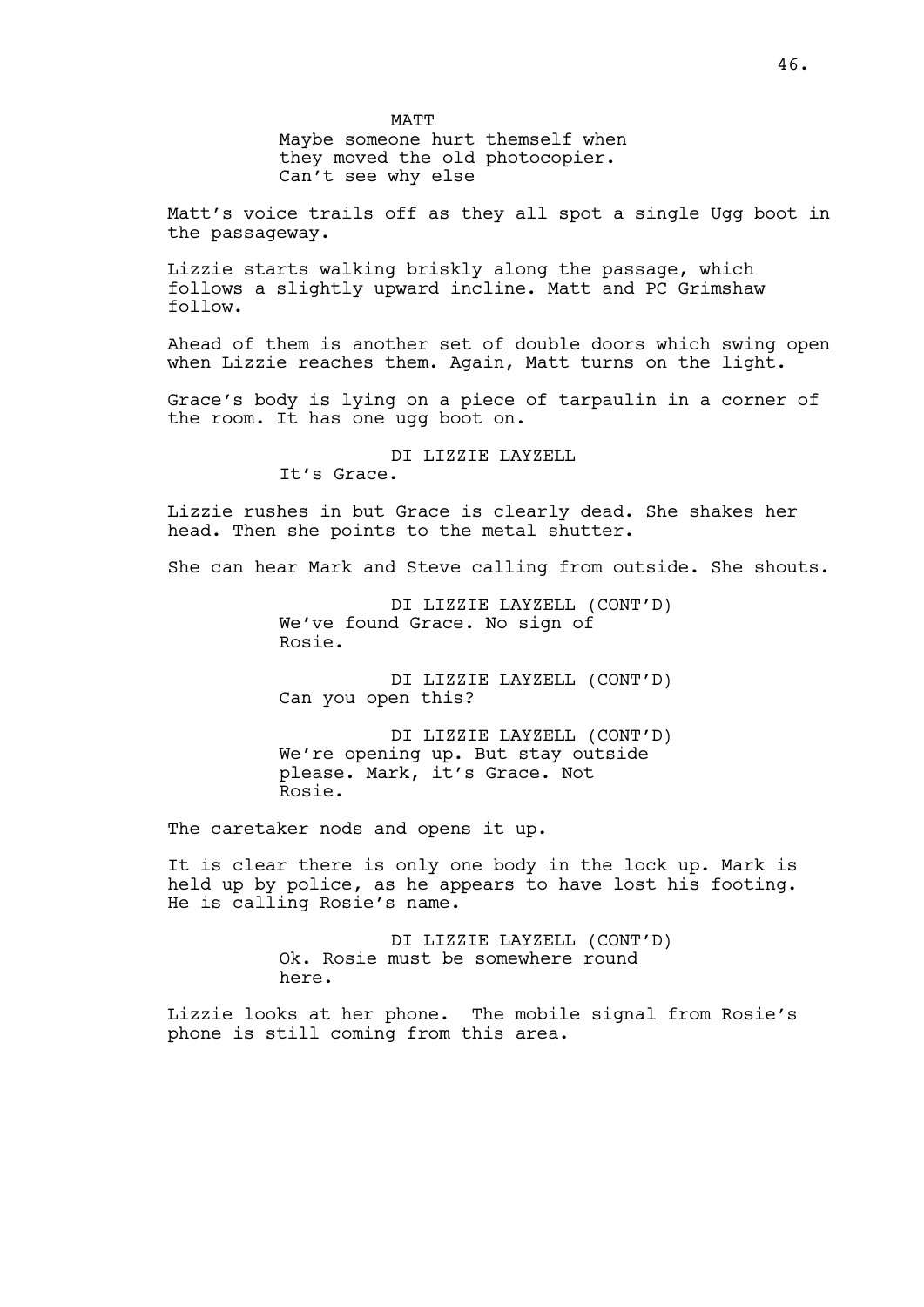MATT

Maybe someone hurt themself when they moved the old photocopier. Can't see why else

Matt's voice trails off as they all spot a single Ugg boot in the passageway.

Lizzie starts walking briskly along the passage, which follows a slightly upward incline. Matt and PC Grimshaw follow.

Ahead of them is another set of double doors which swing open when Lizzie reaches them. Again, Matt turns on the light.

Grace's body is lying on a piece of tarpaulin in a corner of the room. It has one ugg boot on.

DI LIZZIE LAYZELL

It's Grace.

Lizzie rushes in but Grace is clearly dead. She shakes her head. Then she points to the metal shutter.

She can hear Mark and Steve calling from outside. She shouts.

DI LIZZIE LAYZELL (CONT'D)

We've found Grace. No sign of Rosie.

DI LIZZIE LAYZELL (CONT'D)

Can you open this?

DI LIZZIE LAYZELL (CONT'D)

We're opening up. But stay outside please. Mark, it's Grace. Not Rosie.

The caretaker nods and opens it up.

It is clear there is only one body in the lock up. Mark is held up by police, as he appears to have lost his footing. He is calling Rosie's name.

DI LIZZIE LAYZELL (CONT'D)

Ok. Rosie must be somewhere round here.

Lizzie looks at her phone. The mobile signal from Rosie's phone is still coming from this area.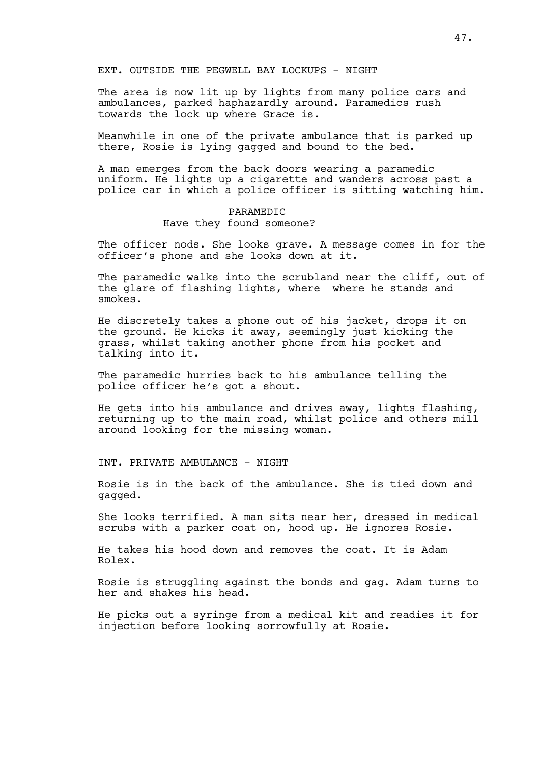EXT. OUTSIDE THE PEGWELL BAY LOCKUPS - NIGHT

The area is now lit up by lights from many police cars and ambulances, parked haphazardly around. Paramedics rush towards the lock up where Grace is.

Meanwhile in one of the private ambulance that is parked up there, Rosie is lying gagged and bound to the bed.

A man emerges from the back doors wearing a paramedic uniform. He lights up a cigarette and wanders across past a police car in which a police officer is sitting watching him.

PARAMEDIC
Have they found someone?

The officer nods. She looks grave. A message comes in for the officer's phone and she looks down at it.

The paramedic walks into the scrubland near the cliff, out of the glare of flashing lights, where  where he stands and smokes.

He discretely takes a phone out of his jacket, drops it on the ground. He kicks it away, seemingly just kicking the grass, whilst taking another phone from his pocket and talking into it.

The paramedic hurries back to his ambulance telling the police officer he's got a shout.

He gets into his ambulance and drives away, lights flashing, returning up to the main road, whilst police and others mill around looking for the missing woman.

INT. PRIVATE AMBULANCE - NIGHT

Rosie is in the back of the ambulance. She is tied down and gagged.

She looks terrified. A man sits near her, dressed in medical scrubs with a parker coat on, hood up. He ignores Rosie.

He takes his hood down and removes the coat. It is Adam Rolex.

Rosie is struggling against the bonds and gag. Adam turns to her and shakes his head.

He picks out a syringe from a medical kit and readies it for injection before looking sorrowfully at Rosie.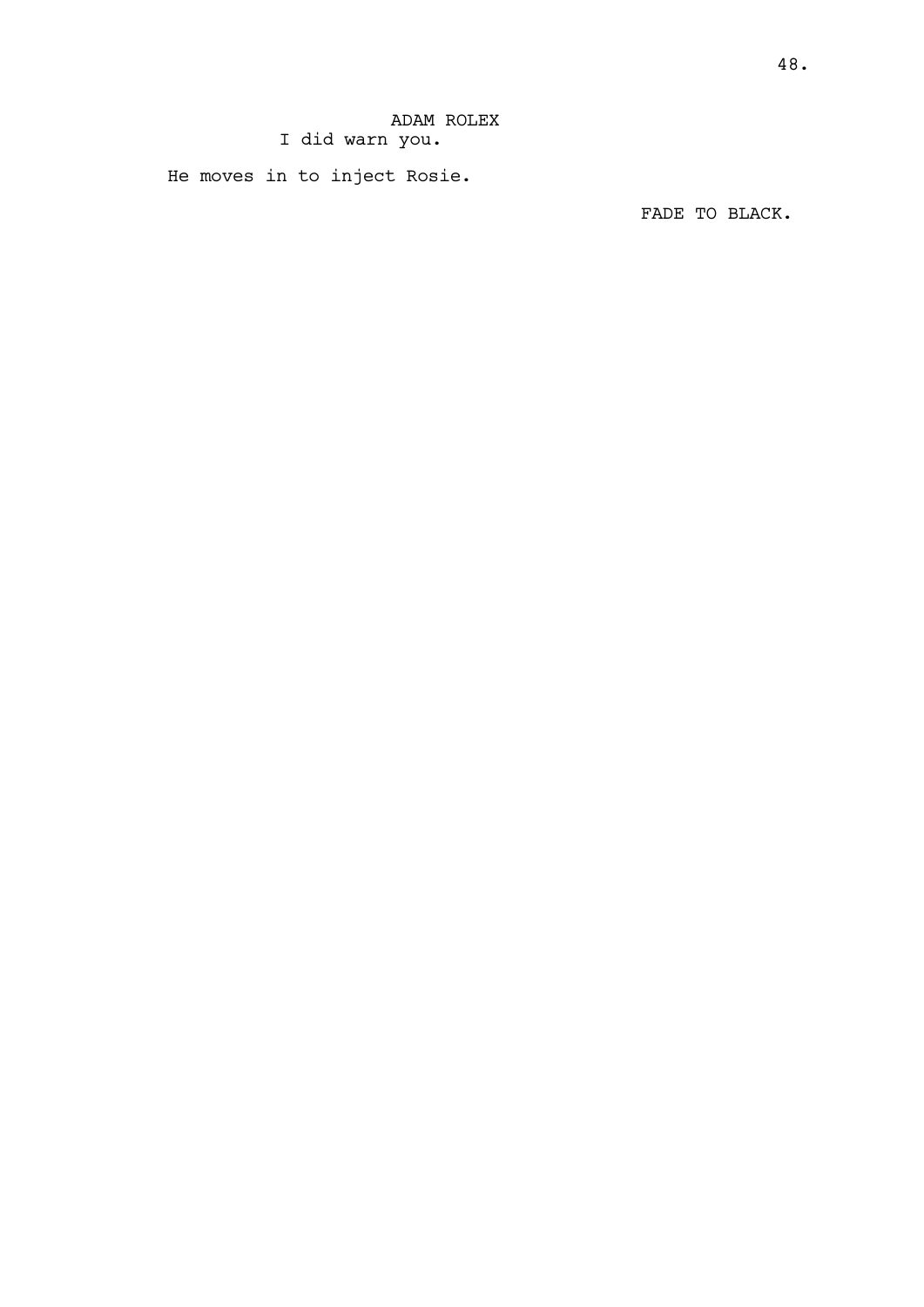ADAM ROLEX

I did warn you.

He moves in to inject Rosie.

FADE TO BLACK.